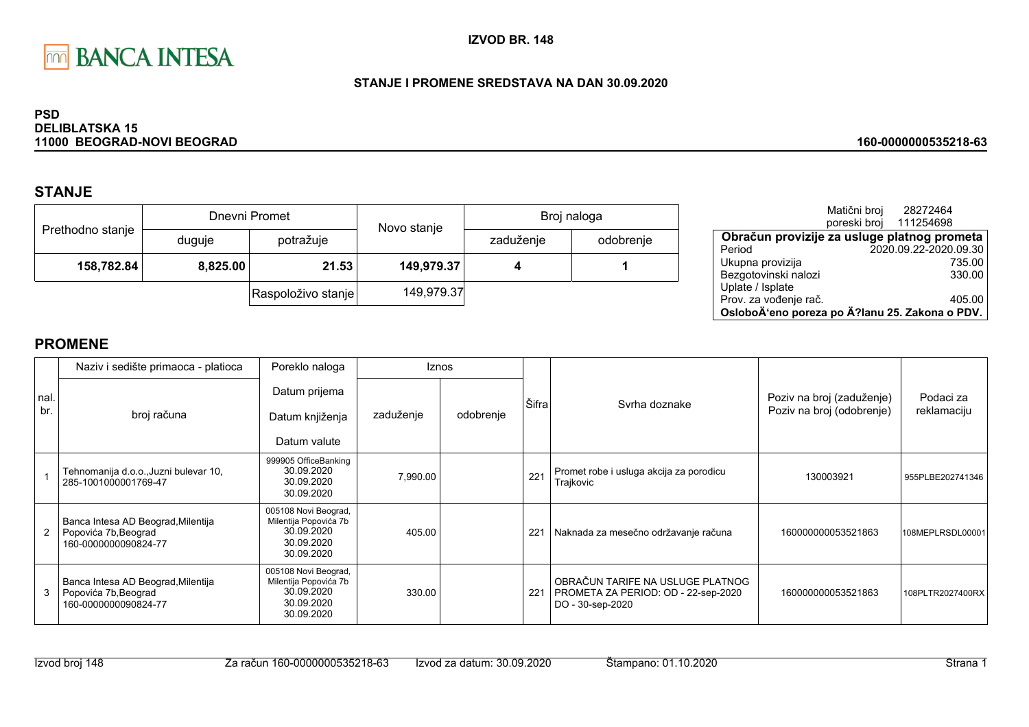BANCA INTESA

**IZVOD BR. 148**

**STANJE I PROMENE SREDSTAVA NA DAN 30.09.2020**

**PSD**
**DELIBLATSKA 15**
**11000 BEOGRAD-NOVI BEOGRAD**

**160-0000000535218-63**

## STANJE

| Prethodno stanje | Dnevni Promet | | Novo stanje | Broj naloga | |
|---|---|---|---|---|---|
| | duguje | potražuje | | zaduženje | odobrenje |
| **158,782.84** | **8,825.00** | **21.53** | **149,979.37** | **4** | **1** |
| | | Raspoloživo stanje | 149,979.37 | | |

Matični broj 28272464
poreski broj 111254698

| **Obračun provizije za usluge platnog prometa** | |
|---|---|
| Period | 2020.09.22-2020.09.30 |
| Ukupna provizija | 735.00 |
| Bezgotovinski nalozi | 330.00 |
| Uplate / Isplate | |
| Prov. za vođenje rač. | 405.00 |
| **OsloboÄ‘eno poreza po Ä?lanu 25. Zakona o PDV.** | |

## PROMENE

| nal. br. | Naziv i sedište primaoca - platioca / broj računa | Poreklo naloga / Datum prijema / Datum knjiženja / Datum valute | Iznos zaduženje | Iznos odobrenje | Šifra | Svrha doznake | Poziv na broj (zaduženje) / Poziv na broj (odobrenje) | Podaci za reklamaciju |
|---|---|---|---|---|---|---|---|---|
| 1 | Tehnomanija d.o.o.,Juzni bulevar 10, 285-1001000001769-47 | 999905 OfficeBanking 30.09.2020 30.09.2020 30.09.2020 | 7,990.00 | | 221 | Promet robe i usluga akcija za porodicu Trajkovic | 130003921 | 955PLBE202741346 |
| 2 | Banca Intesa AD Beograd,Milentija Popovića 7b,Beograd 160-0000000090824-77 | 005108 Novi Beograd, Milentija Popovića 7b 30.09.2020 30.09.2020 30.09.2020 | 405.00 | | 221 | Naknada za mesečno održavanje računa | 160000000053521863 | 108MEPLRSDL00001 |
| 3 | Banca Intesa AD Beograd,Milentija Popovića 7b,Beograd 160-0000000090824-77 | 005108 Novi Beograd, Milentija Popovića 7b 30.09.2020 30.09.2020 30.09.2020 | 330.00 | | 221 | OBRAČUN TARIFE NA USLUGE PLATNOG PROMETA ZA PERIOD: OD - 22-sep-2020 DO - 30-sep-2020 | 160000000053521863 | 108PLTR2027400RX |

Izvod broj 148 Za račun 160-0000000535218-63 Izvod za datum: 30.09.2020 Štampano: 01.10.2020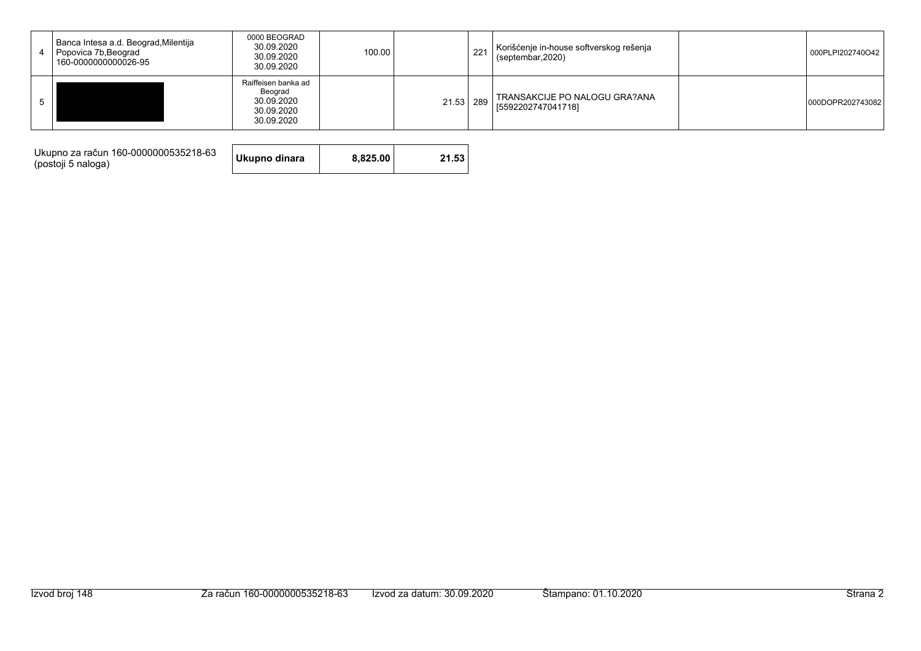| | | | | | | | | |
|---|---|---|---|---|---|---|---|---|
| 4 | Banca Intesa a.d. Beograd,Milentija Popovica 7b,Beograd 160-0000000000026-95 | 0000 BEOGRAD 30.09.2020 30.09.2020 30.09.2020 | 100.00 | | 221 | Korišćenje in-house softverskog rešenja (septembar,2020) | | 000PLPI202740O42 |
| 5 | | Raiffeisen banka ad Beograd 30.09.2020 30.09.2020 30.09.2020 | | 21.53 | 289 | TRANSAKCIJE PO NALOGU GRA?ANA [5592202747041718] | | 000DOPR202743082 |

| Ukupno za račun 160-0000000535218-63 (postoji 5 naloga) | Ukupno dinara | 8,825.00 | 21.53 |
|---|---|---|---|

Izvod broj 148 Za račun 160-0000000535218-63 Izvod za datum: 30.09.2020 Štampano: 01.10.2020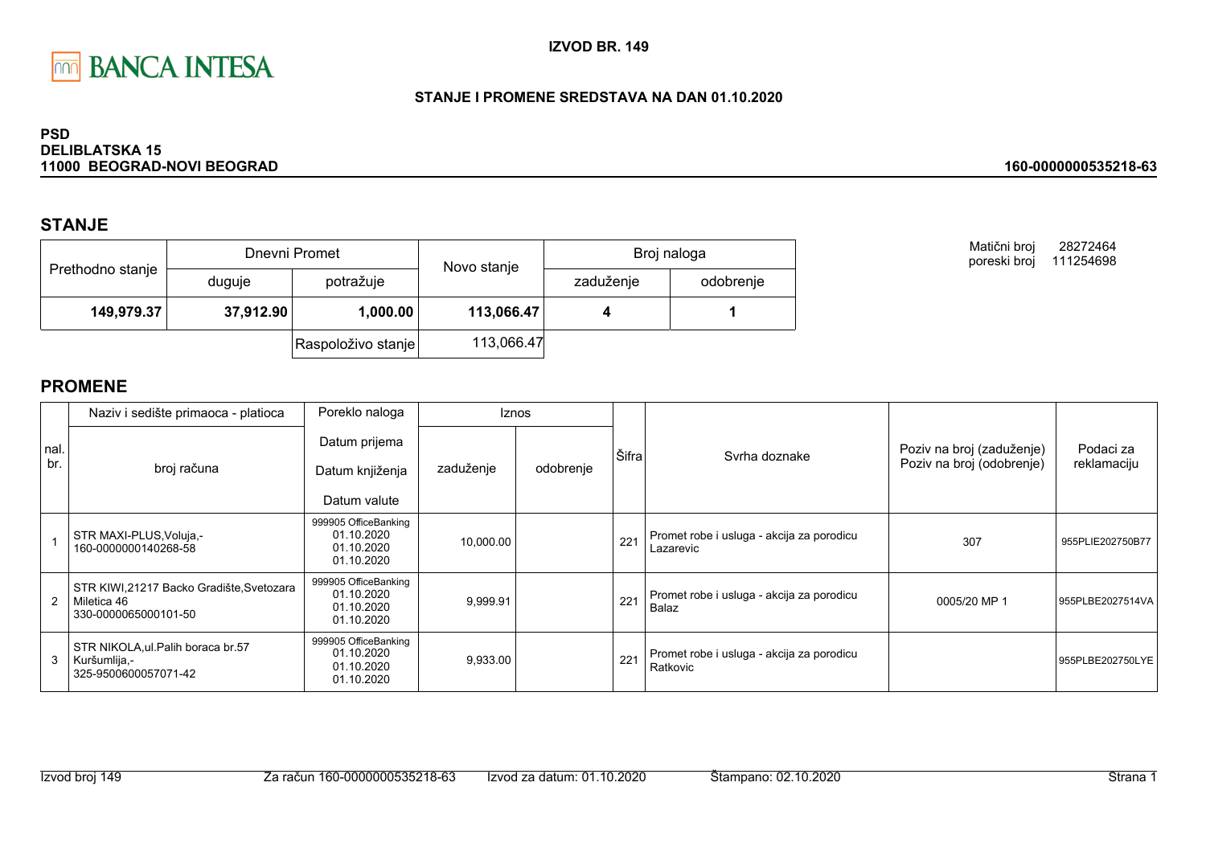BANCA INTESA

**IZVOD BR. 149**

**STANJE I PROMENE SREDSTAVA NA DAN 01.10.2020**

**PSD**
**DELIBLATSKA 15**
**11000 BEOGRAD-NOVI BEOGRAD**

**160-0000000535218-63**

Matični broj 28272464
poreski broj 111254698

## STANJE

| Prethodno stanje | Dnevni Promet | | Novo stanje | Broj naloga | |
|---|---|---|---|---|---|
| | duguje | potražuje | | zaduženje | odobrenje |
| **149,979.37** | **37,912.90** | **1,000.00** | **113,066.47** | **4** | **1** |
| | | Raspoloživo stanje | 113,066.47 | | |

## PROMENE

| nal. br. | Naziv i sedište primaoca - platioca / broj računa | Poreklo naloga / Datum prijema / Datum knjiženja / Datum valute | Iznos zaduženje | Iznos odobrenje | Šifra | Svrha doznake | Poziv na broj (zaduženje) / Poziv na broj (odobrenje) | Podaci za reklamaciju |
|---|---|---|---|---|---|---|---|---|
| 1 | STR MAXI-PLUS,Voluja,- 160-0000000140268-58 | 999905 OfficeBanking 01.10.2020 01.10.2020 01.10.2020 | 10,000.00 | | 221 | Promet robe i usluga - akcija za porodicu Lazarevic | 307 | 955PLIE202750B77 |
| 2 | STR KIWI,21217 Backo Gradište,Svetozara Miletica 46 330-0000065000101-50 | 999905 OfficeBanking 01.10.2020 01.10.2020 01.10.2020 | 9,999.91 | | 221 | Promet robe i usluga - akcija za porodicu Balaz | 0005/20 MP 1 | 955PLBE2027514VA |
| 3 | STR NIKOLA,ul.Palih boraca br.57 Kuršumlija,- 325-9500600057071-42 | 999905 OfficeBanking 01.10.2020 01.10.2020 01.10.2020 | 9,933.00 | | 221 | Promet robe i usluga - akcija za porodicu Ratkovic | | 955PLBE202750LYE |

Izvod broj 149 Za račun 160-0000000535218-63 Izvod za datum: 01.10.2020 Štampano: 02.10.2020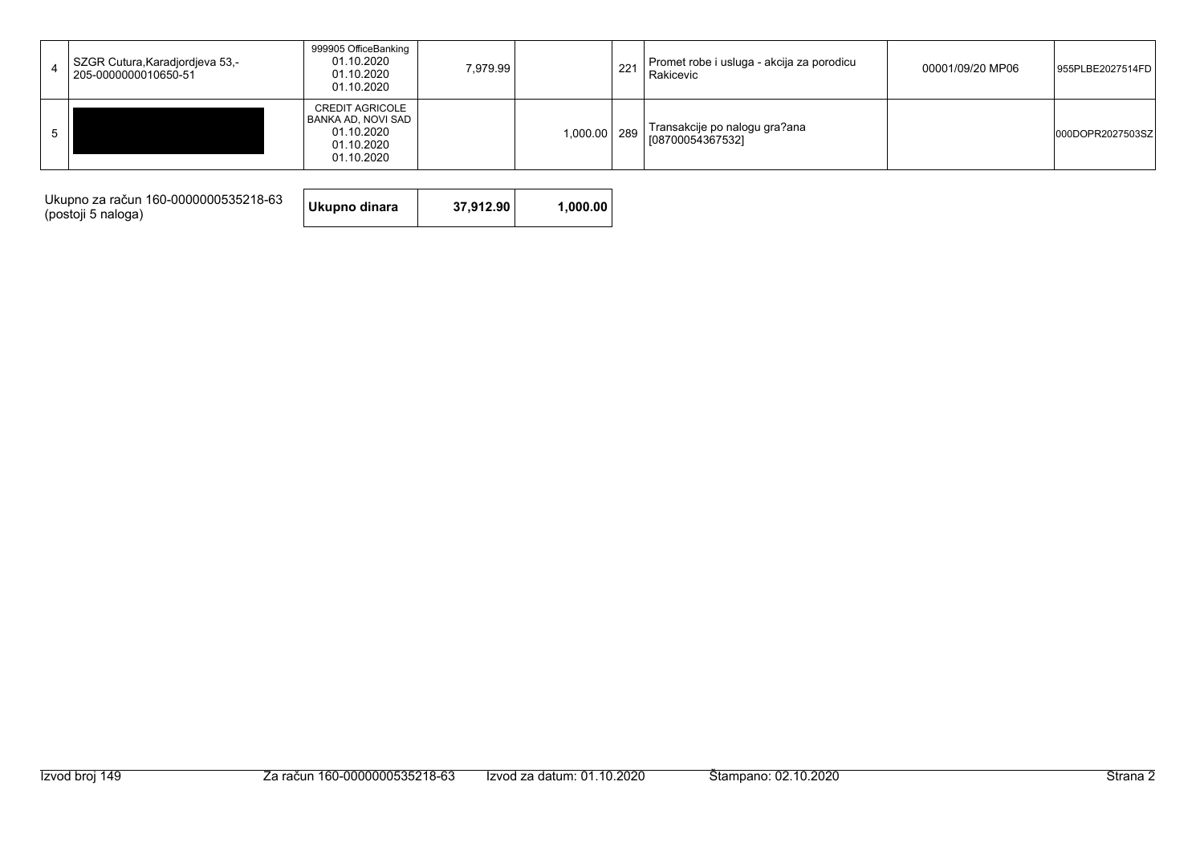| | | | | | | | | |
|---|---|---|---|---|---|---|---|---|
| 4 | SZGR Cutura,Karadjordjeva 53,-<br>205-0000000010650-51 | 999905 OfficeBanking<br>01.10.2020<br>01.10.2020<br>01.10.2020 | 7,979.99 | | 221 | Promet robe i usluga - akcija za porodicu Rakicevic | 00001/09/20 MP06 | 955PLBE2027514FD |
| 5 | | CREDIT AGRICOLE BANKA AD, NOVI SAD<br>01.10.2020<br>01.10.2020<br>01.10.2020 | | 1,000.00 | 289 | Transakcije po nalogu gra?ana [08700054367532] | | 000DOPR2027503SZ |

Ukupno za račun 160-0000000535218-63 (postoji 5 naloga)

| Ukupno dinara | 37,912.90 | 1,000.00 |
|---|---|---|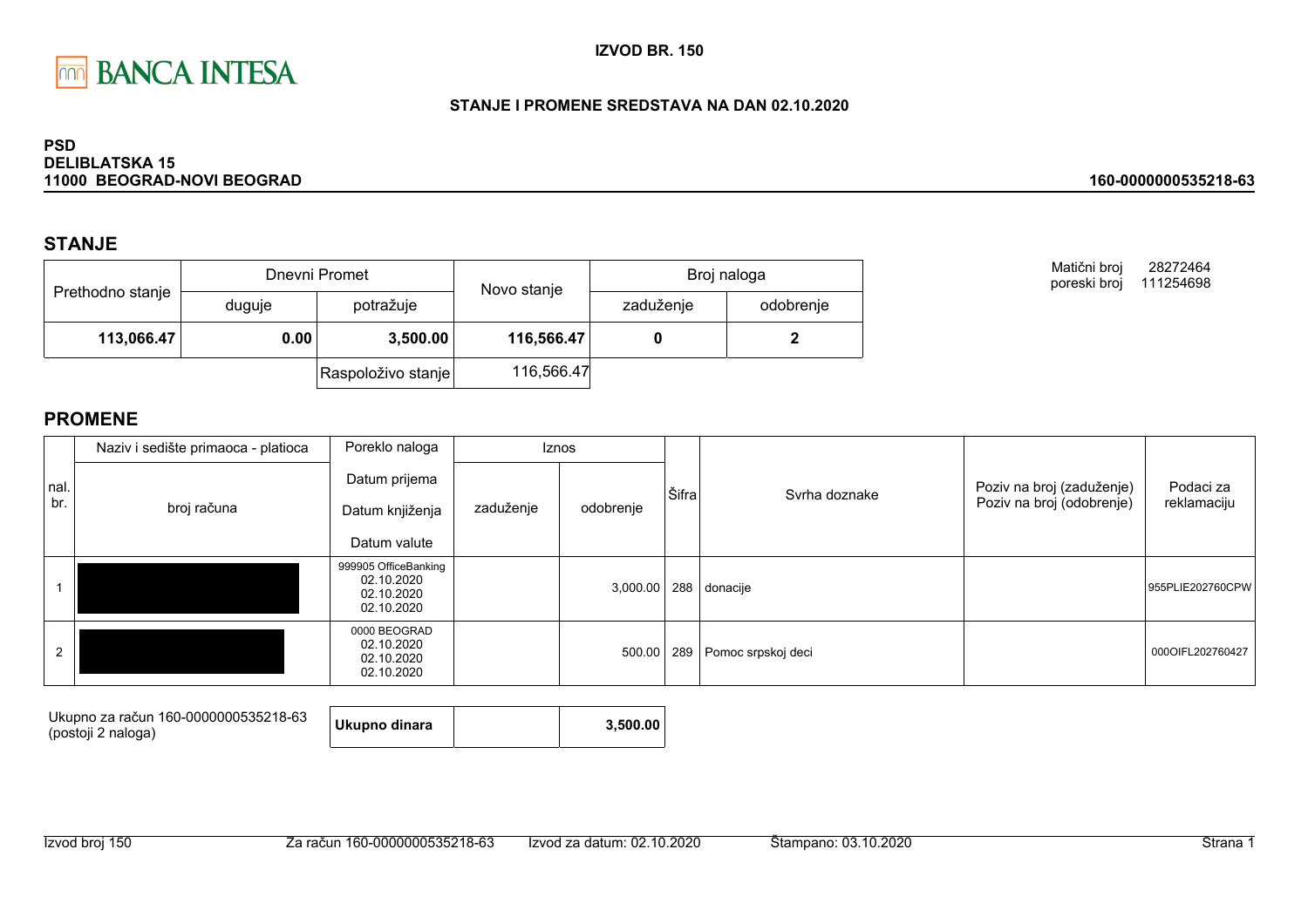**IZVOD BR. 150**

**STANJE I PROMENE SREDSTAVA NA DAN 02.10.2020**

**PSD**
**DELIBLATSKA 15**
**11000 BEOGRAD-NOVI BEOGRAD**

**160-0000000535218-63**

## STANJE

| Prethodno stanje | Dnevni Promet | | Novo stanje | Broj naloga | |
|---|---|---|---|---|---|
| | duguje | potražuje | | zaduženje | odobrenje |
| **113,066.47** | **0.00** | **3,500.00** | **116,566.47** | **0** | **2** |
| | | Raspoloživo stanje | 116,566.47 | | |

Matični broj 28272464
poreski broj 111254698

## PROMENE

| nal. br. | Naziv i sedište primaoca - platioca / broj računa | Poreklo naloga / Datum prijema / Datum knjiženja / Datum valute | Iznos zaduženje | Iznos odobrenje | Šifra | Svrha doznake | Poziv na broj (zaduženje) / Poziv na broj (odobrenje) | Podaci za reklamaciju |
|---|---|---|---|---|---|---|---|---|
| 1 | | 999905 OfficeBanking 02.10.2020 02.10.2020 02.10.2020 | | 3,000.00 | 288 | donacije | | 955PLIE202760CPW |
| 2 | | 0000 BEOGRAD 02.10.2020 02.10.2020 02.10.2020 | | 500.00 | 289 | Pomoc srpskoj deci | | 000OIFL202760427 |

| Ukupno za račun 160-0000000535218-63 (postoji 2 naloga) | **Ukupno dinara** | | **3,500.00** |
|---|---|---|---|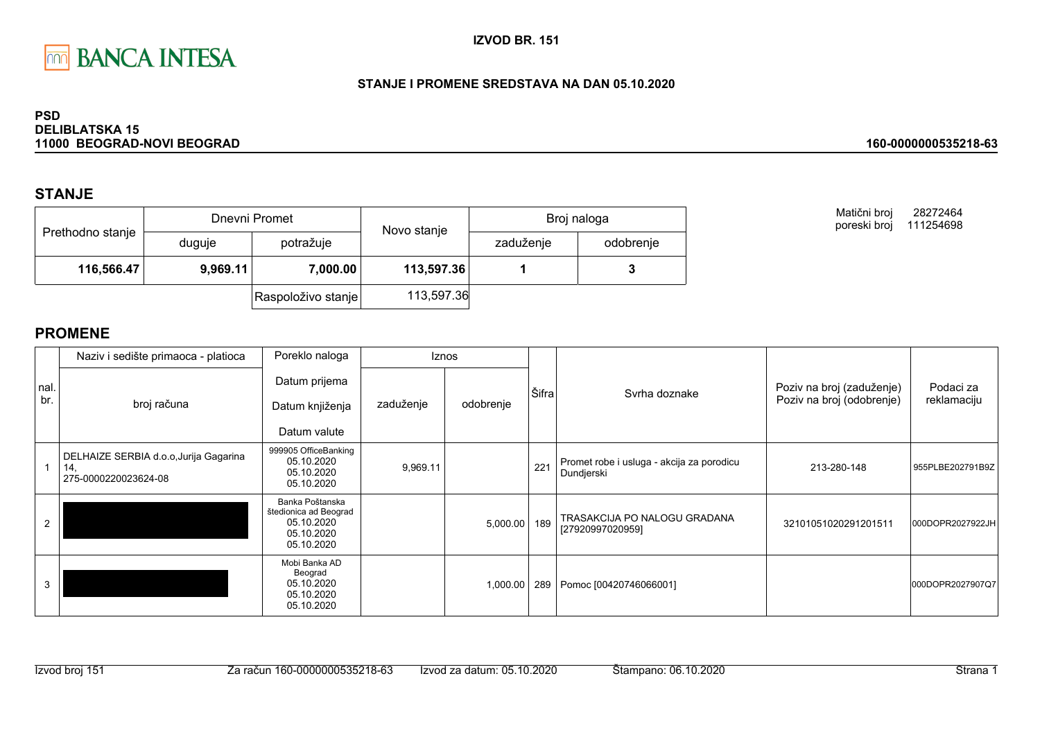**IZVOD BR. 151**

**STANJE I PROMENE SREDSTAVA NA DAN 05.10.2020**

**PSD**
**DELIBLATSKA 15**
**11000 BEOGRAD-NOVI BEOGRAD**

**160-0000000535218-63**

## STANJE

| Prethodno stanje | Dnevni Promet | | Novo stanje | Broj naloga | |
|---|---|---|---|---|---|
| | duguje | potražuje | | zaduženje | odobrenje |
| **116,566.47** | **9,969.11** | **7,000.00** | **113,597.36** | **1** | **3** |
| | | Raspoloživo stanje | 113,597.36 | | |

Matični broj 28272464
poreski broj 111254698

## PROMENE

| nal. br. | Naziv i sedište primaoca - platioca / broj računa | Poreklo naloga / Datum prijema / Datum knjiženja / Datum valute | Iznos zaduženje | Iznos odobrenje | Šifra | Svrha doznake | Poziv na broj (zaduženje) / Poziv na broj (odobrenje) | Podaci za reklamaciju |
|---|---|---|---|---|---|---|---|---|
| 1 | DELHAIZE SERBIA d.o.o,Jurija Gagarina 14, 275-0000220023624-08 | 999905 OfficeBanking 05.10.2020 05.10.2020 05.10.2020 | 9,969.11 | | 221 | Promet robe i usluga - akcija za porodicu Dundjerski | 213-280-148 | 955PLBE202791B9Z |
| 2 | | Banka Poštanska štedionica ad Beograd 05.10.2020 05.10.2020 05.10.2020 | | 5,000.00 | 189 | TRASAKCIJA PO NALOGU GRADANA [27920997020959] | 32101051020291201511 | 000DOPR2027922JH |
| 3 | | Mobi Banka AD Beograd 05.10.2020 05.10.2020 05.10.2020 | | 1,000.00 | 289 | Pomoc [00420746066001] | | 000DOPR2027907Q7 |

Izvod broj 151 Za račun 160-0000000535218-63 Izvod za datum: 05.10.2020 Štampano: 06.10.2020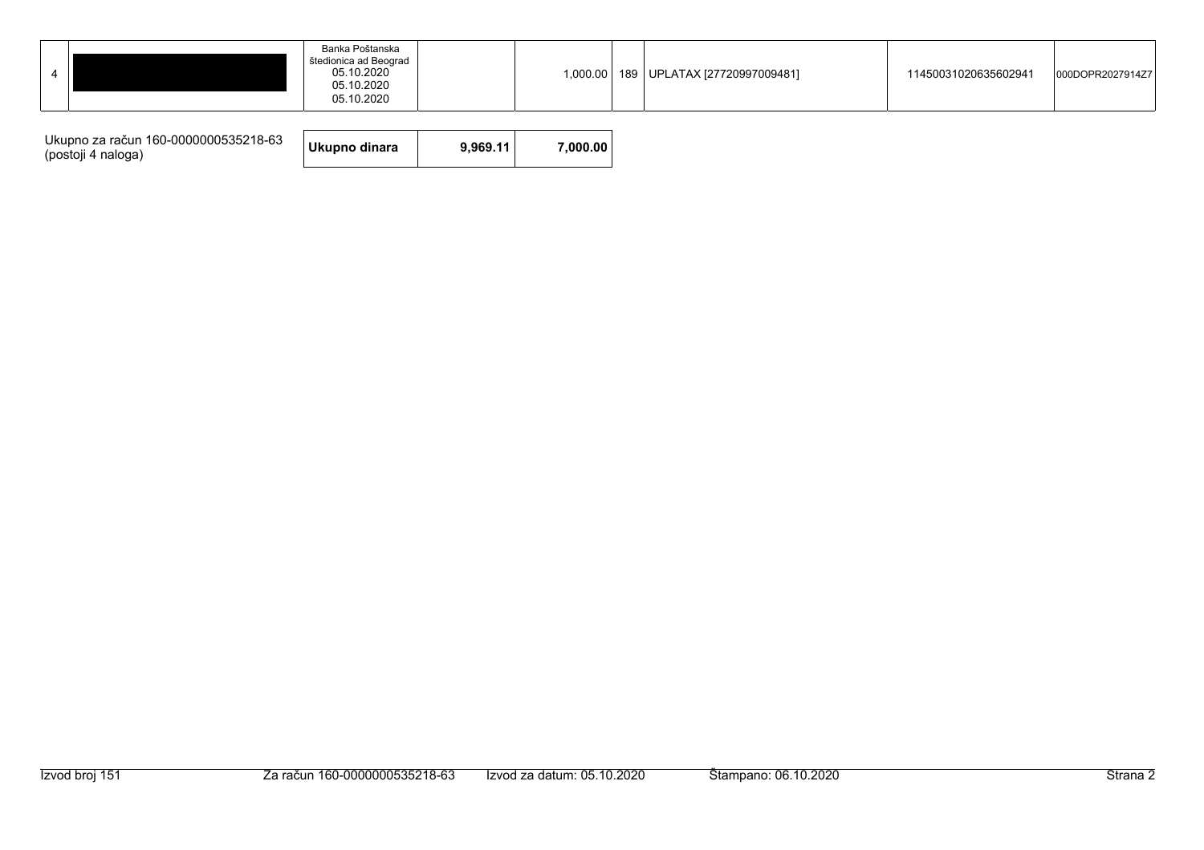| 4 | | Banka Poštanska štedionica ad Beograd 05.10.2020 05.10.2020 05.10.2020 | | 1,000.00 | 189 | UPLATAX [27720997009481] | 11450031020635602941 | 000DOPR2027914Z7 |
|---|---|---|---|---|---|---|---|---|

| Ukupno za račun 160-0000000535218-63 (postoji 4 naloga) | **Ukupno dinara** | **9,969.11** | **7,000.00** |
|---|---|---|---|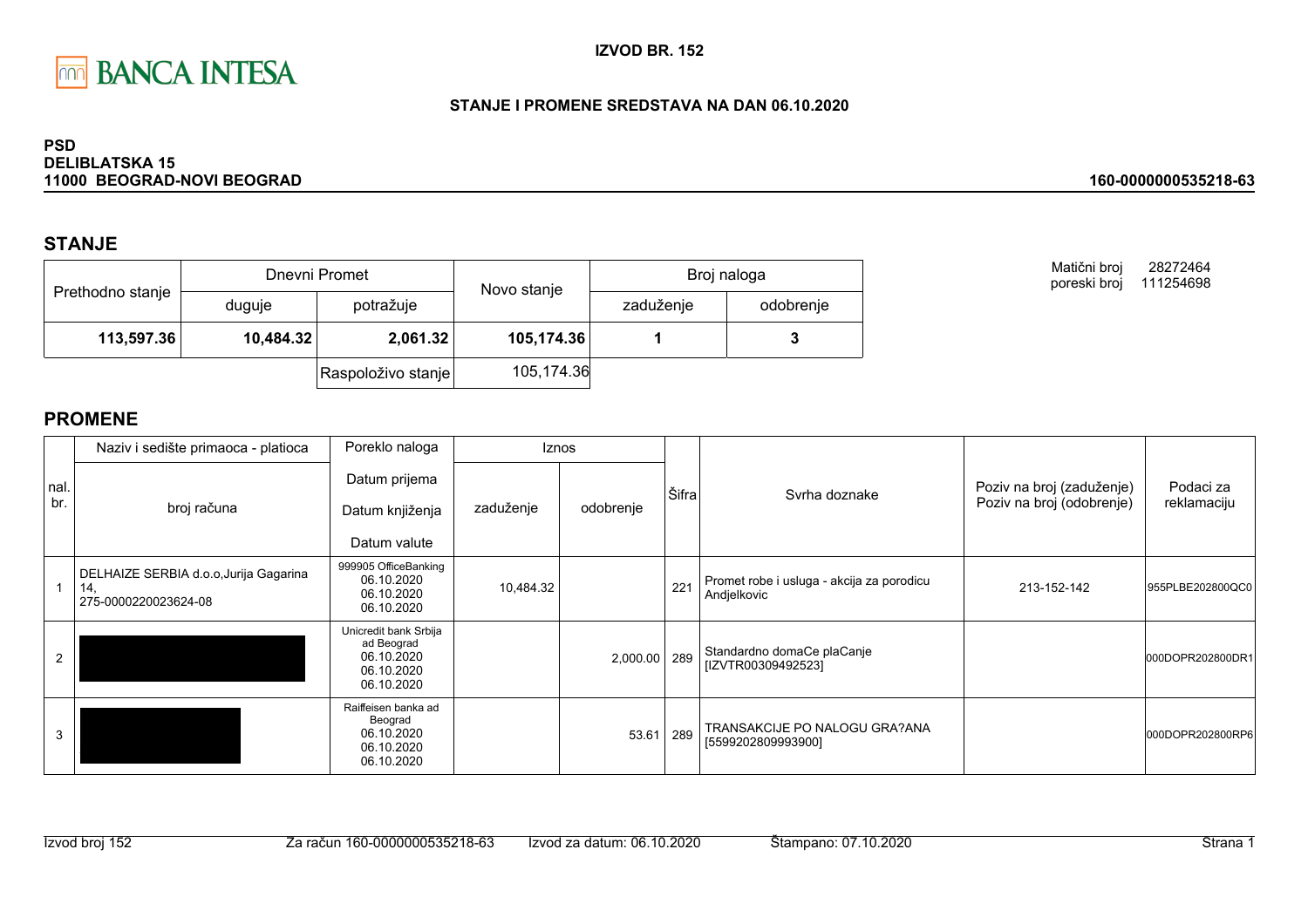**BANCA INTESA**

**IZVOD BR. 152**

**STANJE I PROMENE SREDSTAVA NA DAN 06.10.2020**

**PSD**
**DELIBLATSKA 15**
**11000 BEOGRAD-NOVI BEOGRAD**

**160-0000000535218-63**

## STANJE

| Prethodno stanje | Dnevni Promet | | Novo stanje | Broj naloga | |
|---|---|---|---|---|---|
| | duguje | potražuje | | zaduženje | odobrenje |
| **113,597.36** | **10,484.32** | **2,061.32** | **105,174.36** | **1** | **3** |
| | | Raspoloživo stanje | 105,174.36 | | |

Matični broj 28272464
poreski broj 111254698

## PROMENE

| nal. br. | Naziv i sedište primaoca - platioca / broj računa | Poreklo naloga / Datum prijema / Datum knjiženja / Datum valute | Iznos zaduženje | Iznos odobrenje | Šifra | Svrha doznake | Poziv na broj (zaduženje) / Poziv na broj (odobrenje) | Podaci za reklamaciju |
|---|---|---|---|---|---|---|---|---|
| 1 | DELHAIZE SERBIA d.o.o,Jurija Gagarina 14, 275-0000220023624-08 | 999905 OfficeBanking 06.10.2020 06.10.2020 06.10.2020 | 10,484.32 | | 221 | Promet robe i usluga - akcija za porodicu Andjelkovic | 213-152-142 | 955PLBE202800QC0 |
| 2 | | Unicredit bank Srbija ad Beograd 06.10.2020 06.10.2020 06.10.2020 | | 2,000.00 | 289 | Standardno domaCe plaCanje [IZVTR00309492523] | | 000DOPR202800DR1 |
| 3 | | Raiffeisen banka ad Beograd 06.10.2020 06.10.2020 06.10.2020 | | 53.61 | 289 | TRANSAKCIJE PO NALOGU GRA?ANA [5599202809993900] | | 000DOPR202800RP6 |

Izvod broj 152 | Za račun 160-0000000535218-63 | Izvod za datum: 06.10.2020 | Štampano: 07.10.2020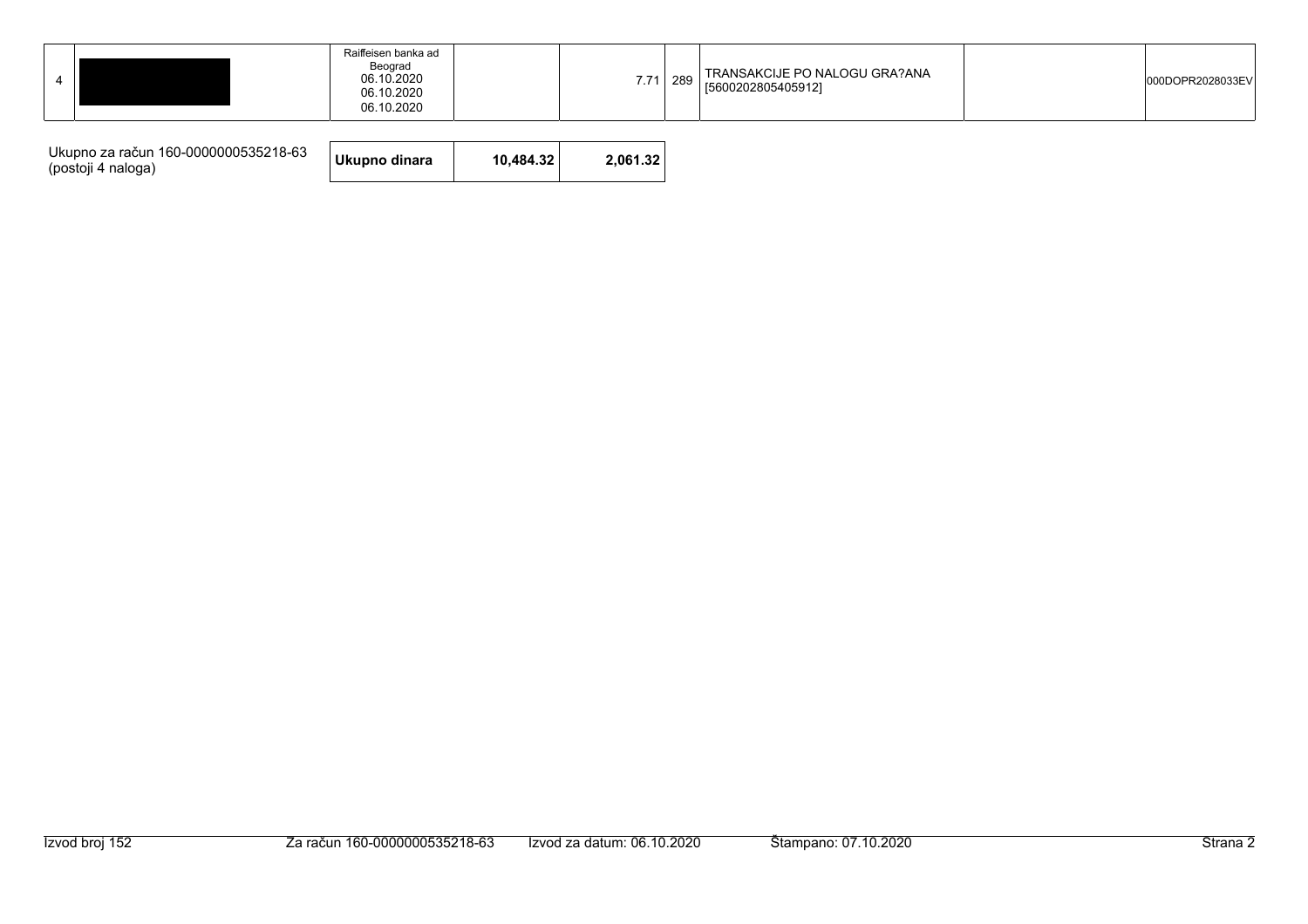| 4 |  | Raiffeisen banka ad Beograd 06.10.2020 06.10.2020 06.10.2020 |  | 7.71 | 289 | TRANSAKCIJE PO NALOGU GRA?ANA [5600202805405912] |  | 000DOPR2028033EV |
|---|---|---|---|---|---|---|---|---|

| Ukupno za račun 160-0000000535218-63 (postoji 4 naloga) | **Ukupno dinara** | **10,484.32** | **2,061.32** |
|---|---|---|---|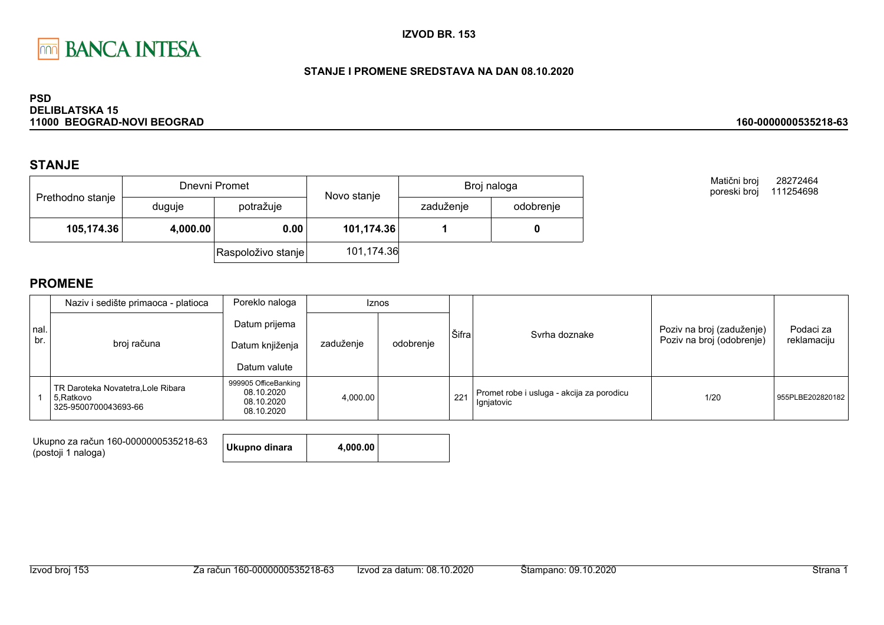BANCA INTESA

**IZVOD BR. 153**

**STANJE I PROMENE SREDSTAVA NA DAN 08.10.2020**

**PSD**
**DELIBLATSKA 15**
**11000 BEOGRAD-NOVI BEOGRAD**

**160-0000000535218-63**

Matični broj 28272464
poreski broj 111254698

## STANJE

| Prethodno stanje | Dnevni Promet | | Novo stanje | Broj naloga | |
|---|---|---|---|---|---|
| | duguje | potražuje | | zaduženje | odobrenje |
| **105,174.36** | **4,000.00** | **0.00** | **101,174.36** | **1** | **0** |
| | | Raspoloživo stanje | 101,174.36 | | |

## PROMENE

| nal. br. | Naziv i sedište primaoca - platioca / broj računa | Poreklo naloga / Datum prijema / Datum knjiženja / Datum valute | Iznos zaduženje | Iznos odobrenje | Šifra | Svrha doznake | Poziv na broj (zaduženje) / Poziv na broj (odobrenje) | Podaci za reklamaciju |
|---|---|---|---|---|---|---|---|---|
| 1 | TR Daroteka Novatetra,Lole Ribara 5,Ratkovo 325-9500700043693-66 | 999905 OfficeBanking 08.10.2020 08.10.2020 08.10.2020 | 4,000.00 | | 221 | Promet robe i usluga - akcija za porodicu Ignjatovic | 1/20 | 955PLBE202820182 |

Ukupno za račun 160-0000000535218-63
(postoji 1 naloga)

| **Ukupno dinara** | **4,000.00** | |
|---|---|---|

Izvod broj 153 | Za račun 160-0000000535218-63 | Izvod za datum: 08.10.2020 | Štampano: 09.10.2020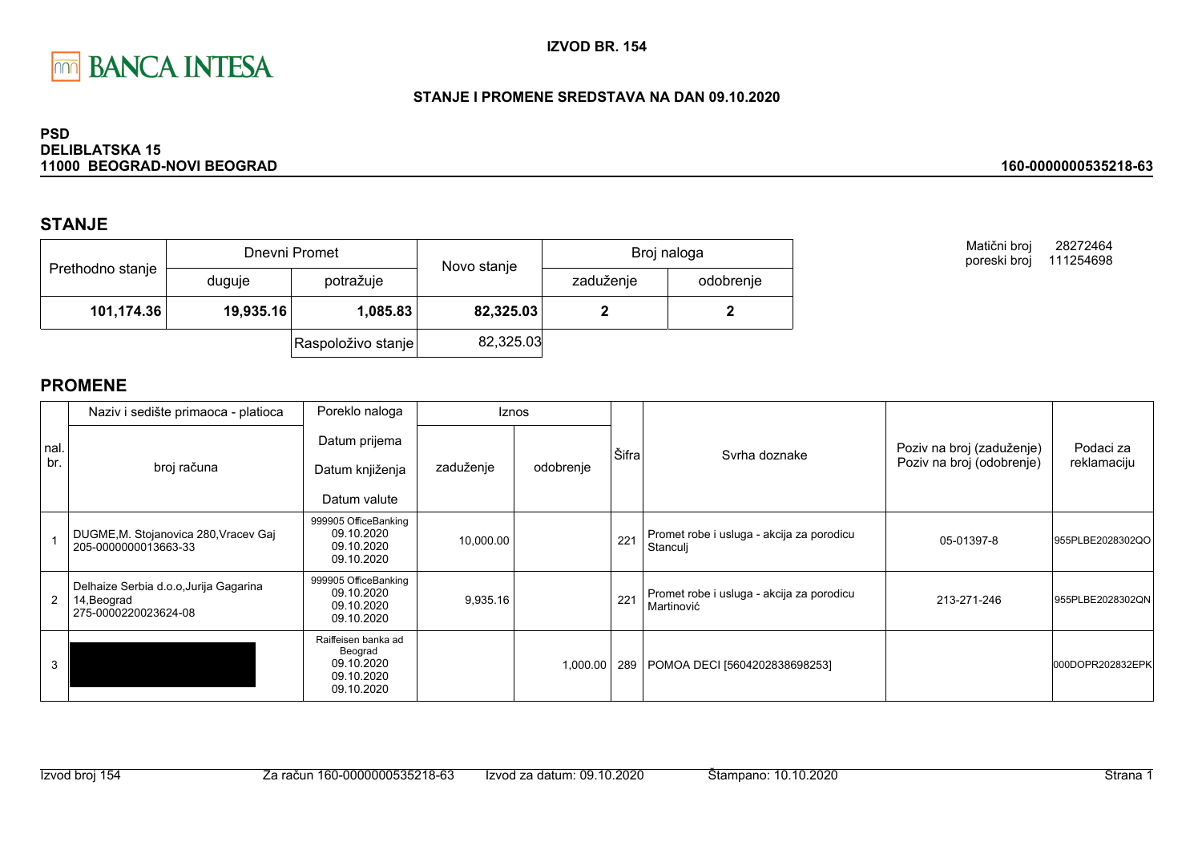**IZVOD BR. 154**

**STANJE I PROMENE SREDSTAVA NA DAN 09.10.2020**

**PSD**
**DELIBLATSKA 15**
**11000 BEOGRAD-NOVI BEOGRAD**

**160-0000000535218-63**

Matični broj 28272464
poreski broj 111254698

## STANJE

| Prethodno stanje | Dnevni Promet | | Novo stanje | Broj naloga | |
|---|---|---|---|---|---|
| | duguje | potražuje | | zaduženje | odobrenje |
| **101,174.36** | **19,935.16** | **1,085.83** | **82,325.03** | **2** | **2** |
| | | Raspoloživo stanje | 82,325.03 | | |

## PROMENE

| nal. br. | Naziv i sedište primaoca - platioca / broj računa | Poreklo naloga / Datum prijema / Datum knjiženja / Datum valute | Iznos zaduženje | Iznos odobrenje | Šifra | Svrha doznake | Poziv na broj (zaduženje) / Poziv na broj (odobrenje) | Podaci za reklamaciju |
|---|---|---|---|---|---|---|---|---|
| 1 | DUGME,M. Stojanovica 280,Vracev Gaj 205-0000000013663-33 | 999905 OfficeBanking 09.10.2020 09.10.2020 09.10.2020 | 10,000.00 | | 221 | Promet robe i usluga - akcija za porodicu Stanculj | 05-01397-8 | 955PLBE2028302QO |
| 2 | Delhaize Serbia d.o.o,Jurija Gagarina 14,Beograd 275-0000220023624-08 | 999905 OfficeBanking 09.10.2020 09.10.2020 09.10.2020 | 9,935.16 | | 221 | Promet robe i usluga - akcija za porodicu Martinović | 213-271-246 | 955PLBE2028302QN |
| 3 | | Raiffeisen banka ad Beograd 09.10.2020 09.10.2020 09.10.2020 | | 1,000.00 | 289 | POMOA DECI [5604202838698253] | | 000DOPR202832EPK |

Izvod broj 154 Za račun 160-0000000535218-63 Izvod za datum: 09.10.2020 Štampano: 10.10.2020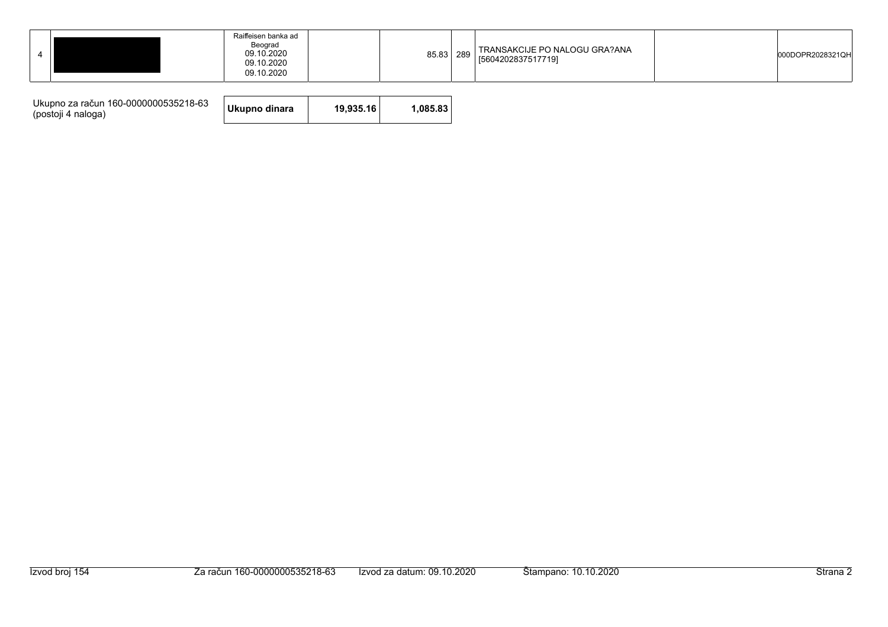| 4 | | Raiffeisen banka ad Beograd 09.10.2020 09.10.2020 09.10.2020 | | 85.83 | 289 | TRANSAKCIJE PO NALOGU GRA?ANA [5604202837517719] | | 000DOPR2028321QH |
|---|---|---|---|---|---|---|---|---|

| Ukupno za račun 160-0000000535218-63 (postoji 4 naloga) | **Ukupno dinara** | **19,935.16** | **1,085.83** |
|---|---|---|---|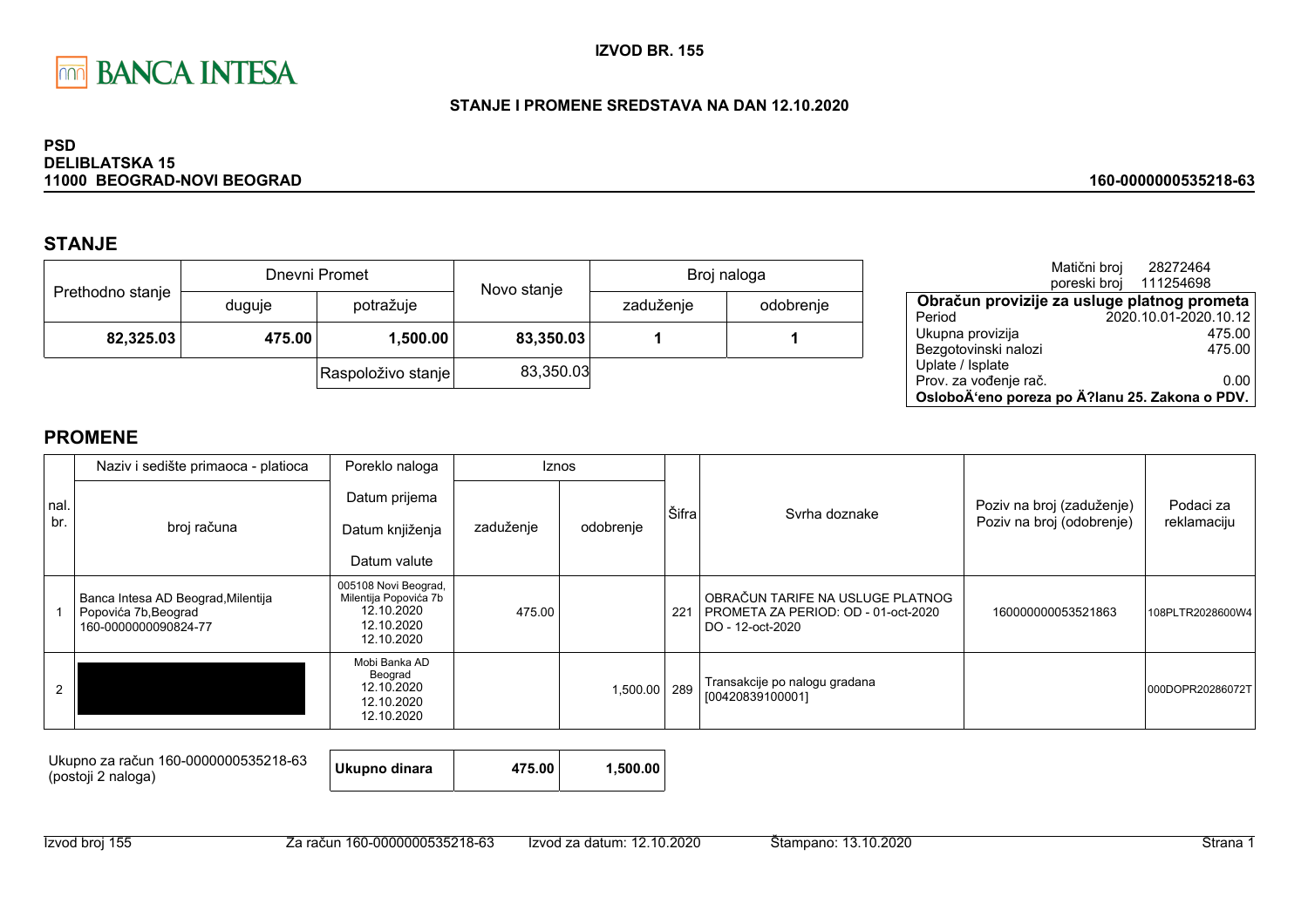BANCA INTESA

**IZVOD BR. 155**

**STANJE I PROMENE SREDSTAVA NA DAN 12.10.2020**

**PSD**
**DELIBLATSKA 15**
**11000 BEOGRAD-NOVI BEOGRAD**

**160-0000000535218-63**

## STANJE

| Prethodno stanje | Dnevni Promet | | Novo stanje | Broj naloga | |
|---|---|---|---|---|---|
| | duguje | potražuje | | zaduženje | odobrenje |
| **82,325.03** | **475.00** | **1,500.00** | **83,350.03** | **1** | **1** |
| | | Raspoloživo stanje | 83,350.03 | | |

Matični broj 28272464
poreski broj 111254698

| **Obračun provizije za usluge platnog prometa** | |
|---|---|
| Period | 2020.10.01-2020.10.12 |
| Ukupna provizija | 475.00 |
| Bezgotovinski nalozi | 475.00 |
| Uplate / Isplate | |
| Prov. za vođenje rač. | 0.00 |
| **OsloboÄ‘eno poreza po Ä?lanu 25. Zakona o PDV.** | |

## PROMENE

| nal. br. | Naziv i sedište primaoca - platioca / broj računa | Poreklo naloga / Datum prijema / Datum knjiženja / Datum valute | Iznos zaduženje | Iznos odobrenje | Šifra | Svrha doznake | Poziv na broj (zaduženje) / Poziv na broj (odobrenje) | Podaci za reklamaciju |
|---|---|---|---|---|---|---|---|---|
| 1 | Banca Intesa AD Beograd,Milentija Popovića 7b,Beograd 160-0000000090824-77 | 005108 Novi Beograd, Milentija Popovića 7b 12.10.2020 12.10.2020 12.10.2020 | 475.00 | | 221 | OBRAČUN TARIFE NA USLUGE PLATNOG PROMETA ZA PERIOD: OD - 01-oct-2020 DO - 12-oct-2020 | 160000000053521863 | 108PLTR2028600W4 |
| 2 | | Mobi Banka AD Beograd 12.10.2020 12.10.2020 12.10.2020 | | 1,500.00 | 289 | Transakcije po nalogu gradana [00420839100001] | | 000DOPR20286072T |

| Ukupno za račun 160-0000000535218-63 (postoji 2 naloga) | **Ukupno dinara** | **475.00** | **1,500.00** |
|---|---|---|---|

Izvod broj 155 | Za račun 160-0000000535218-63 | Izvod za datum: 12.10.2020 | Štampano: 13.10.2020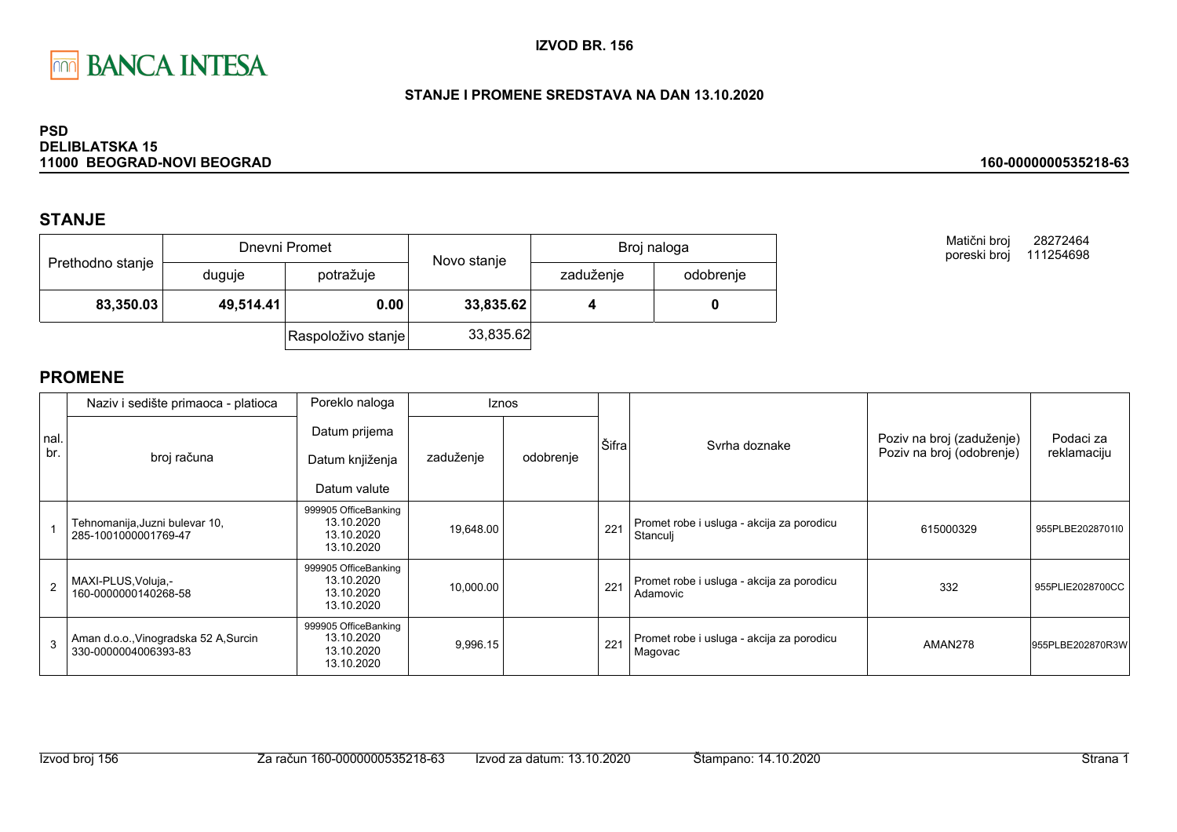BANCA INTESA

**IZVOD BR. 156**

**STANJE I PROMENE SREDSTAVA NA DAN 13.10.2020**

**PSD**
**DELIBLATSKA 15**
**11000 BEOGRAD-NOVI BEOGRAD**

**160-0000000535218-63**

Matični broj 28272464
poreski broj 111254698

## STANJE

| Prethodno stanje | Dnevni Promet | | Novo stanje | Broj naloga | |
|---|---|---|---|---|---|
| | duguje | potražuje | | zaduženje | odobrenje |
| **83,350.03** | **49,514.41** | **0.00** | **33,835.62** | **4** | **0** |
| | | Raspoloživo stanje | 33,835.62 | | |

## PROMENE

| nal. br. | Naziv i sedište primaoca - platioca / broj računa | Poreklo naloga / Datum prijema / Datum knjiženja / Datum valute | Iznos zaduženje | Iznos odobrenje | Šifra | Svrha doznake | Poziv na broj (zaduženje) / Poziv na broj (odobrenje) | Podaci za reklamaciju |
|---|---|---|---|---|---|---|---|---|
| 1 | Tehnomanija,Juzni bulevar 10, 285-1001000001769-47 | 999905 OfficeBanking 13.10.2020 13.10.2020 13.10.2020 | 19,648.00 | | 221 | Promet robe i usluga - akcija za porodicu Stanculj | 615000329 | 955PLBE2028701I0 |
| 2 | MAXI-PLUS,Voluja,- 160-0000000140268-58 | 999905 OfficeBanking 13.10.2020 13.10.2020 13.10.2020 | 10,000.00 | | 221 | Promet robe i usluga - akcija za porodicu Adamovic | 332 | 955PLIE2028700CC |
| 3 | Aman d.o.o.,Vinogradska 52 A,Surcin 330-0000004006393-83 | 999905 OfficeBanking 13.10.2020 13.10.2020 13.10.2020 | 9,996.15 | | 221 | Promet robe i usluga - akcija za porodicu Magovac | AMAN278 | 955PLBE202870R3W |

Izvod broj 156 | Za račun 160-0000000535218-63 | Izvod za datum: 13.10.2020 | Štampano: 14.10.2020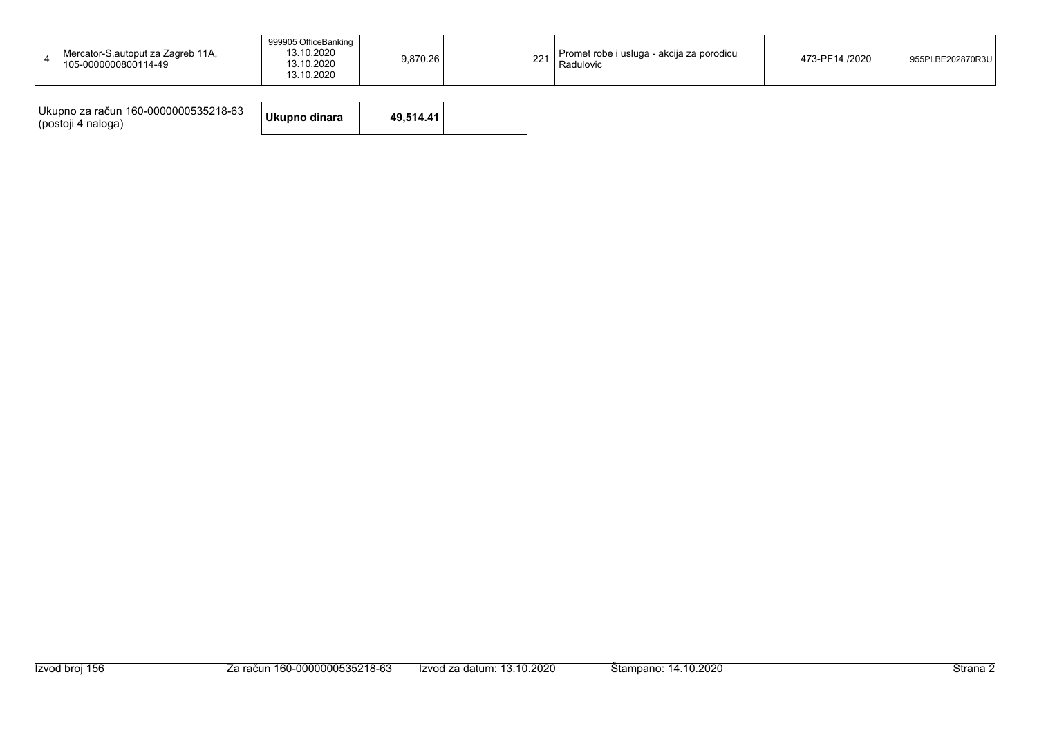| 4 | Mercator-S,autoput za Zagreb 11A, 105-0000000800114-49 | 999905 OfficeBanking 13.10.2020 13.10.2020 13.10.2020 | 9,870.26 | | 221 | Promet robe i usluga - akcija za porodicu Radulovic | 473-PF14 /2020 | 955PLBE202870R3U |
|---|---|---|---|---|---|---|---|---|

| Ukupno za račun 160-0000000535218-63 (postoji 4 naloga) | Ukupno dinara | 49,514.41 | |
|---|---|---|---|

Izvod broj 156 | Za račun 160-0000000535218-63 | Izvod za datum: 13.10.2020 | Štampano: 14.10.2020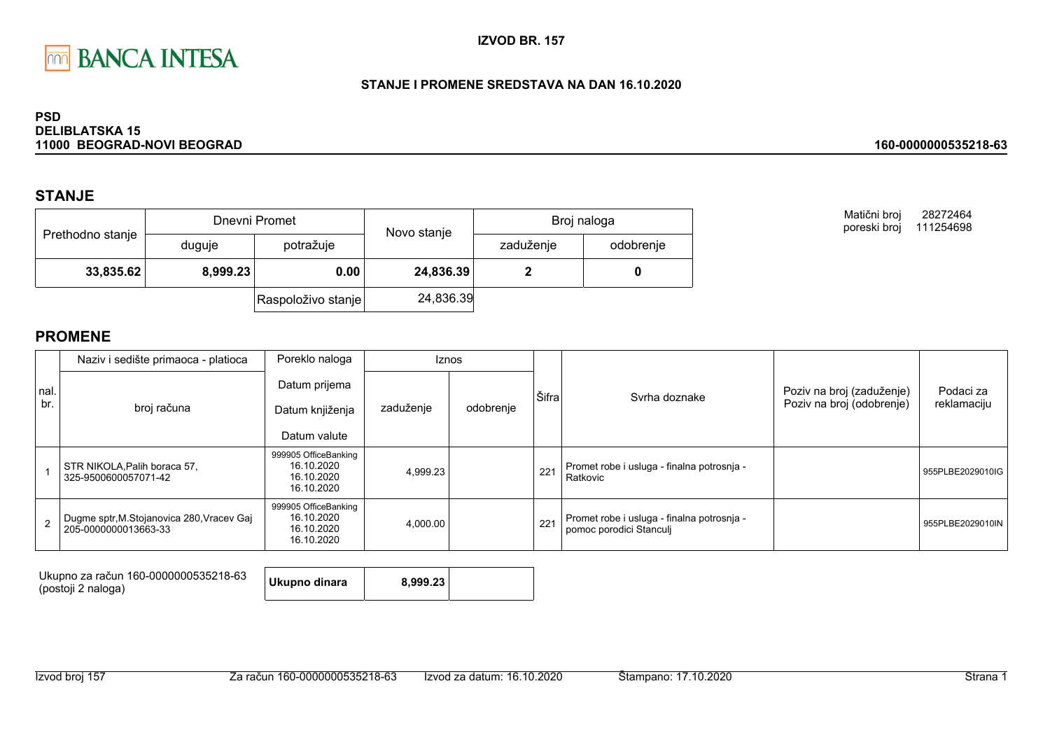BANCA INTESA

**IZVOD BR. 157**

**STANJE I PROMENE SREDSTAVA NA DAN 16.10.2020**

**PSD**
**DELIBLATSKA 15**
**11000 BEOGRAD-NOVI BEOGRAD**

**160-0000000535218-63**

## STANJE

| Prethodno stanje | Dnevni Promet | | Novo stanje | Broj naloga | |
|---|---|---|---|---|---|
| | duguje | potražuje | | zaduženje | odobrenje |
| **33,835.62** | **8,999.23** | **0.00** | **24,836.39** | **2** | **0** |
| | | Raspoloživo stanje | 24,836.39 | | |

Matični broj 28272464
poreski broj 111254698

## PROMENE

| nal. br. | Naziv i sedište primaoca - platioca / broj računa | Poreklo naloga / Datum prijema / Datum knjiženja / Datum valute | Iznos zaduženje | Iznos odobrenje | Šifra | Svrha doznake | Poziv na broj (zaduženje) / Poziv na broj (odobrenje) | Podaci za reklamaciju |
|---|---|---|---|---|---|---|---|---|
| 1 | STR NIKOLA,Palih boraca 57, 325-9500600057071-42 | 999905 OfficeBanking 16.10.2020 16.10.2020 16.10.2020 | 4,999.23 | | 221 | Promet robe i usluga - finalna potrosnja - Ratkovic | | 955PLBE2029010IG |
| 2 | Dugme sptr,M.Stojanovica 280,Vracev Gaj 205-0000000013663-33 | 999905 OfficeBanking 16.10.2020 16.10.2020 16.10.2020 | 4,000.00 | | 221 | Promet robe i usluga - finalna potrosnja - pomoc porodici Stanculj | | 955PLBE2029010IN |

Ukupno za račun 160-0000000535218-63 (postoji 2 naloga)

| **Ukupno dinara** | **8,999.23** | |
|---|---|---|

Izvod broj 157 | Za račun 160-0000000535218-63 | Izvod za datum: 16.10.2020 | Štampano: 17.10.2020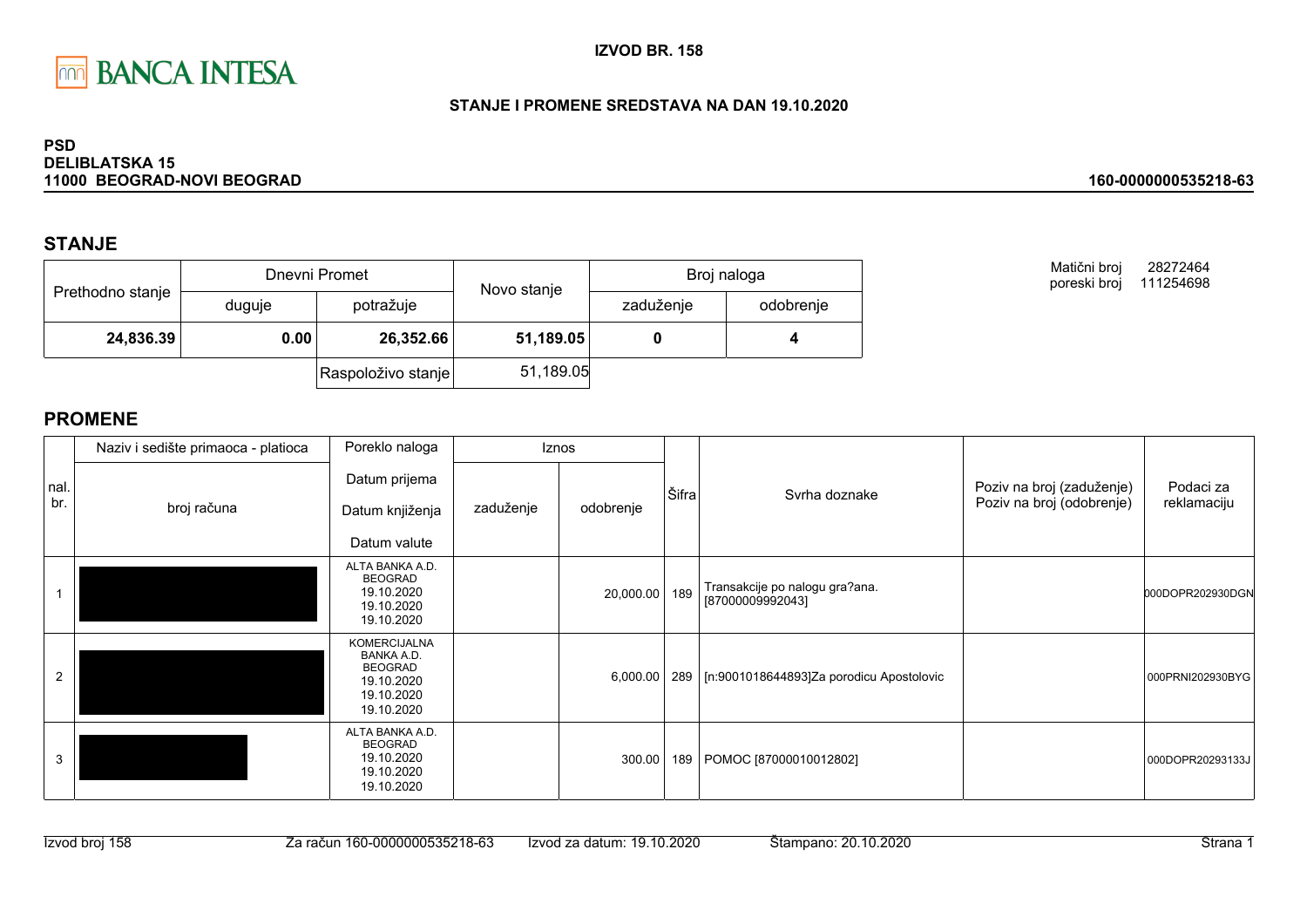**IZVOD BR. 158**

**STANJE I PROMENE SREDSTAVA NA DAN 19.10.2020**

**PSD**
**DELIBLATSKA 15**
**11000 BEOGRAD-NOVI BEOGRAD**

**160-0000000535218-63**

## STANJE

| Prethodno stanje | Dnevni Promet | | Novo stanje | Broj naloga | |
|---|---|---|---|---|---|
| | duguje | potražuje | | zaduženje | odobrenje |
| **24,836.39** | **0.00** | **26,352.66** | **51,189.05** | **0** | **4** |
| | | Raspoloživo stanje | 51,189.05 | | |

Matični broj 28272464
poreski broj 111254698

## PROMENE

| nal. br. | Naziv i sedište primaoca - platioca / broj računa | Poreklo naloga / Datum prijema / Datum knjiženja / Datum valute | Iznos zaduženje | Iznos odobrenje | Šifra | Svrha doznake | Poziv na broj (zaduženje) / Poziv na broj (odobrenje) | Podaci za reklamaciju |
|---|---|---|---|---|---|---|---|---|
| 1 | | ALTA BANKA A.D. BEOGRAD 19.10.2020 19.10.2020 19.10.2020 | | 20,000.00 | 189 | Transakcije po nalogu gra?ana. [87000009992043] | | 000DOPR202930DGN |
| 2 | | KOMERCIJALNA BANKA A.D. BEOGRAD 19.10.2020 19.10.2020 19.10.2020 | | 6,000.00 | 289 | [n:9001018644893]Za porodicu Apostolovic | | 000PRNI202930BYG |
| 3 | | ALTA BANKA A.D. BEOGRAD 19.10.2020 19.10.2020 19.10.2020 | | 300.00 | 189 | POMOC [87000010012802] | | 000DOPR20293133J |

Izvod broj 158 Za račun 160-0000000535218-63 Izvod za datum: 19.10.2020 Štampano: 20.10.2020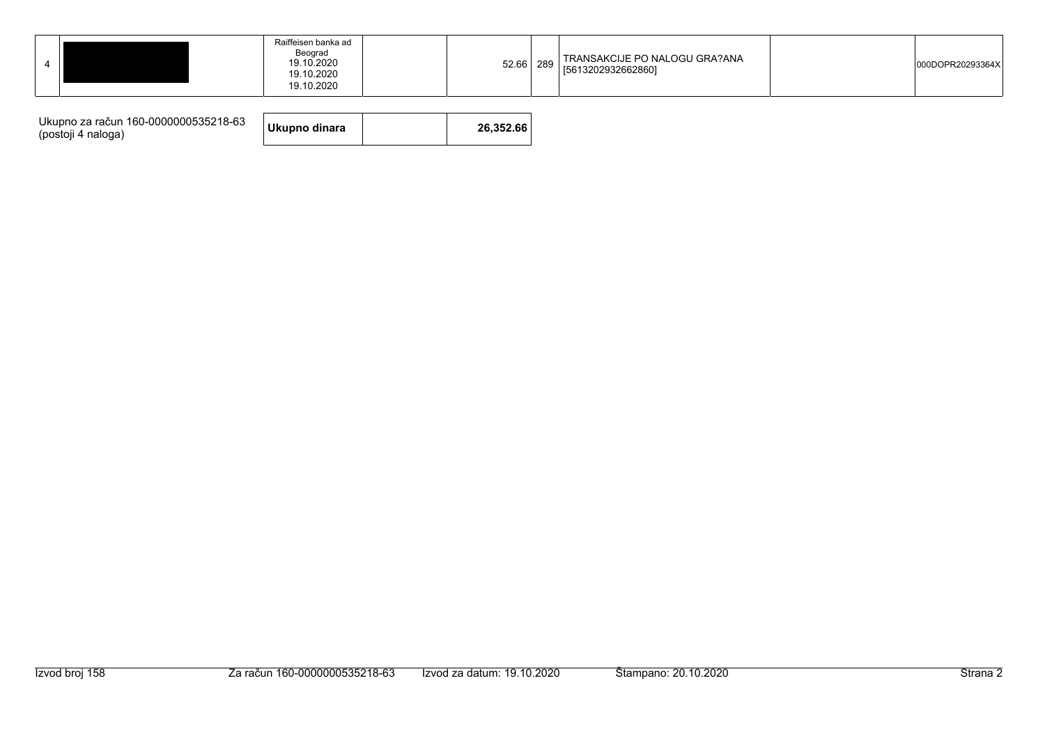| 4 | | Raiffeisen banka ad Beograd 19.10.2020 19.10.2020 19.10.2020 | | 52.66 | 289 | TRANSAKCIJE PO NALOGU GRA?ANA [5613202932662860] | | 000DOPR20293364X |
|---|---|---|---|---|---|---|---|---|

| Ukupno za račun 160-0000000535218-63 (postoji 4 naloga) | **Ukupno dinara** | | **26,352.66** |
|---|---|---|---|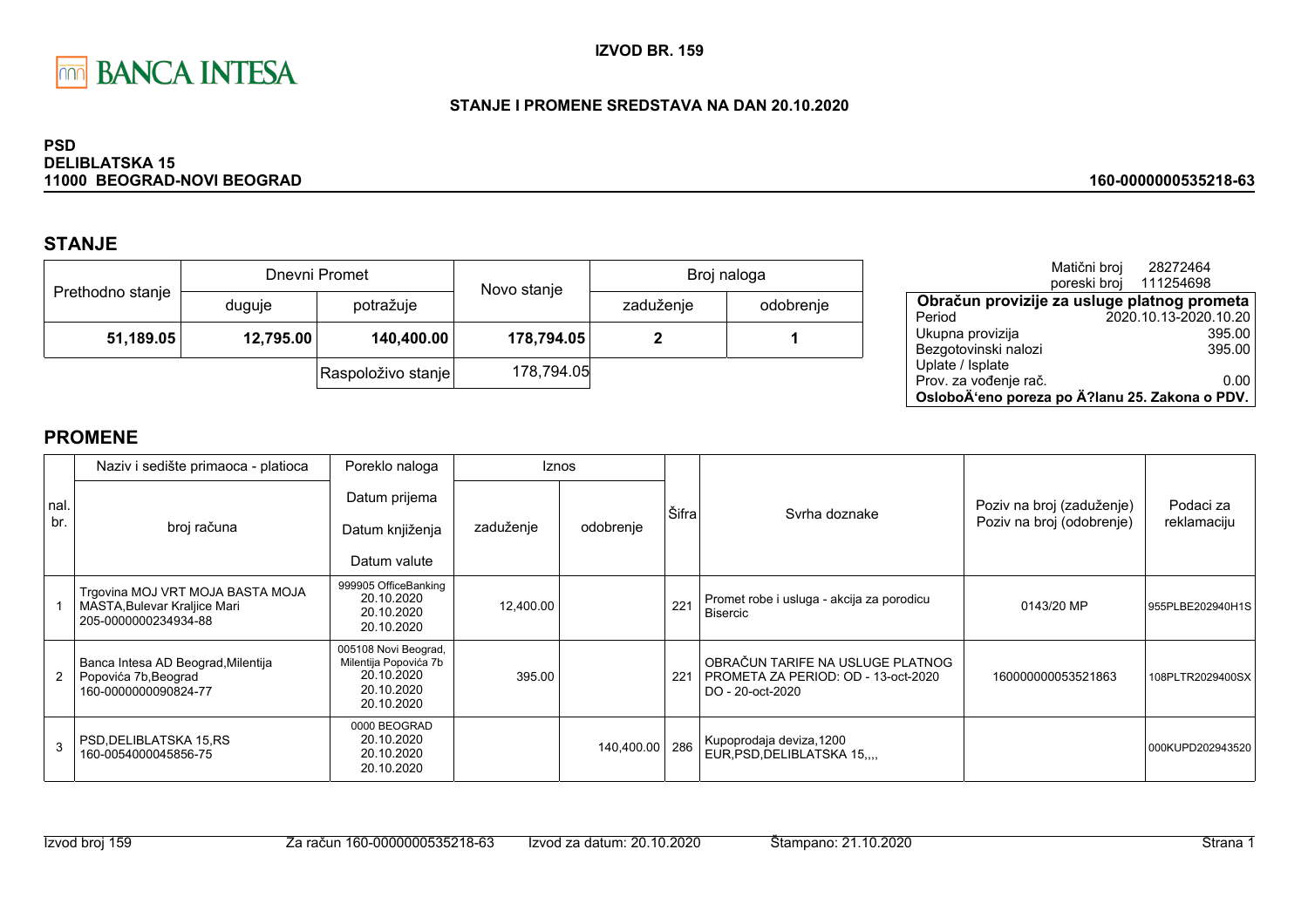BANCA INTESA

**IZVOD BR. 159**

**STANJE I PROMENE SREDSTAVA NA DAN 20.10.2020**

**PSD**
**DELIBLATSKA 15**
**11000 BEOGRAD-NOVI BEOGRAD**

**160-0000000535218-63**

## STANJE

| Prethodno stanje | Dnevni Promet | | Novo stanje | Broj naloga | |
|---|---|---|---|---|---|
| | duguje | potražuje | | zaduženje | odobrenje |
| **51,189.05** | **12,795.00** | **140,400.00** | **178,794.05** | **2** | **1** |
| | | Raspoloživo stanje | 178,794.05 | | |

Matični broj 28272464
poreski broj 111254698

| Obračun provizije za usluge platnog prometa | |
|---|---|
| Period | 2020.10.13-2020.10.20 |
| Ukupna provizija | 395.00 |
| Bezgotovinski nalozi | 395.00 |
| Uplate / Isplate | |
| Prov. za vođenje rač. | 0.00 |
| OsloboÄ‘eno poreza po Ä?lanu 25. Zakona o PDV. | |

## PROMENE

| nal. br. | Naziv i sedište primaoca - platioca / broj računa | Poreklo naloga / Datum prijema / Datum knjiženja / Datum valute | Iznos zaduženje | Iznos odobrenje | Šifra | Svrha doznake | Poziv na broj (zaduženje) / Poziv na broj (odobrenje) | Podaci za reklamaciju |
|---|---|---|---|---|---|---|---|---|
| 1 | Trgovina MOJ VRT MOJA BASTA MOJA MASTA,Bulevar Kraljice Mari 205-0000000234934-88 | 999905 OfficeBanking 20.10.2020 20.10.2020 20.10.2020 | 12,400.00 | | 221 | Promet robe i usluga - akcija za porodicu Bisercic | 0143/20 MP | 955PLBE202940H1S |
| 2 | Banca Intesa AD Beograd,Milentija Popovića 7b,Beograd 160-0000000090824-77 | 005108 Novi Beograd, Milentija Popovića 7b 20.10.2020 20.10.2020 20.10.2020 | 395.00 | | 221 | OBRAČUN TARIFE NA USLUGE PLATNOG PROMETA ZA PERIOD: OD - 13-oct-2020 DO - 20-oct-2020 | 160000000053521863 | 108PLTR2029400SX |
| 3 | PSD,DELIBLATSKA 15,RS 160-0054000045856-75 | 0000 BEOGRAD 20.10.2020 20.10.2020 20.10.2020 | | 140,400.00 | 286 | Kupoprodaja deviza,1200 EUR,PSD,DELIBLATSKA 15,,,, | | 000KUPD202943520 |

Izvod broj 159 Za račun 160-0000000535218-63 Izvod za datum: 20.10.2020 Štampano: 21.10.2020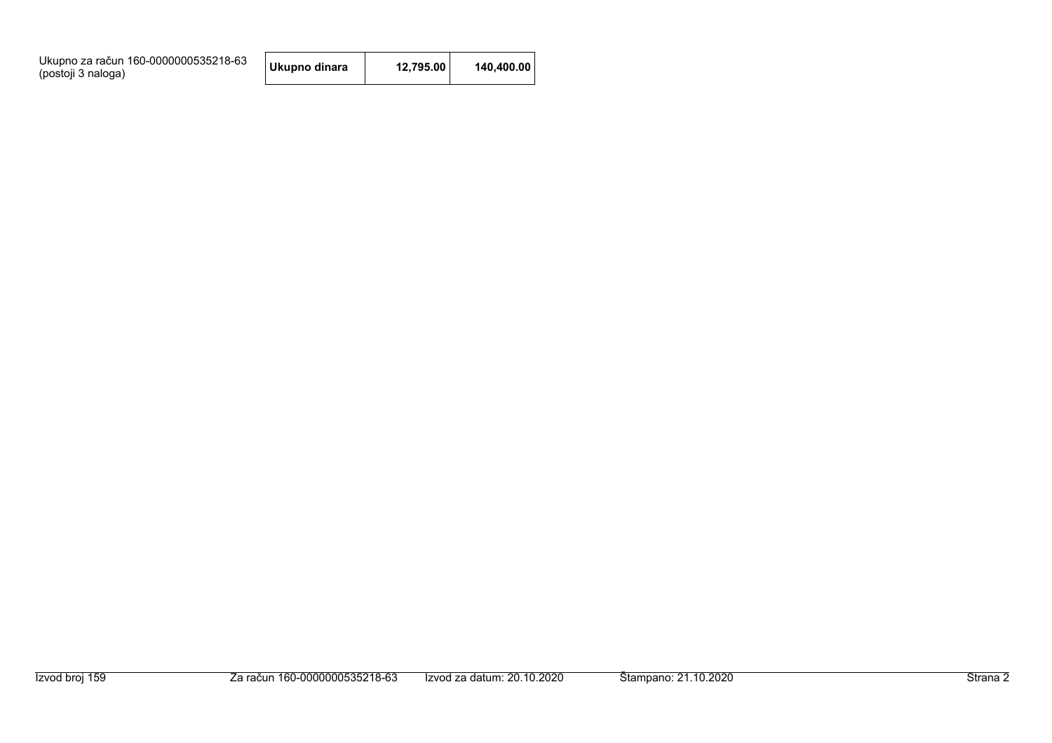Ukupno za račun 160-0000000535218-63
(postoji 3 naloga)

| Ukupno dinara | 12,795.00 | 140,400.00 |
|---|---|---|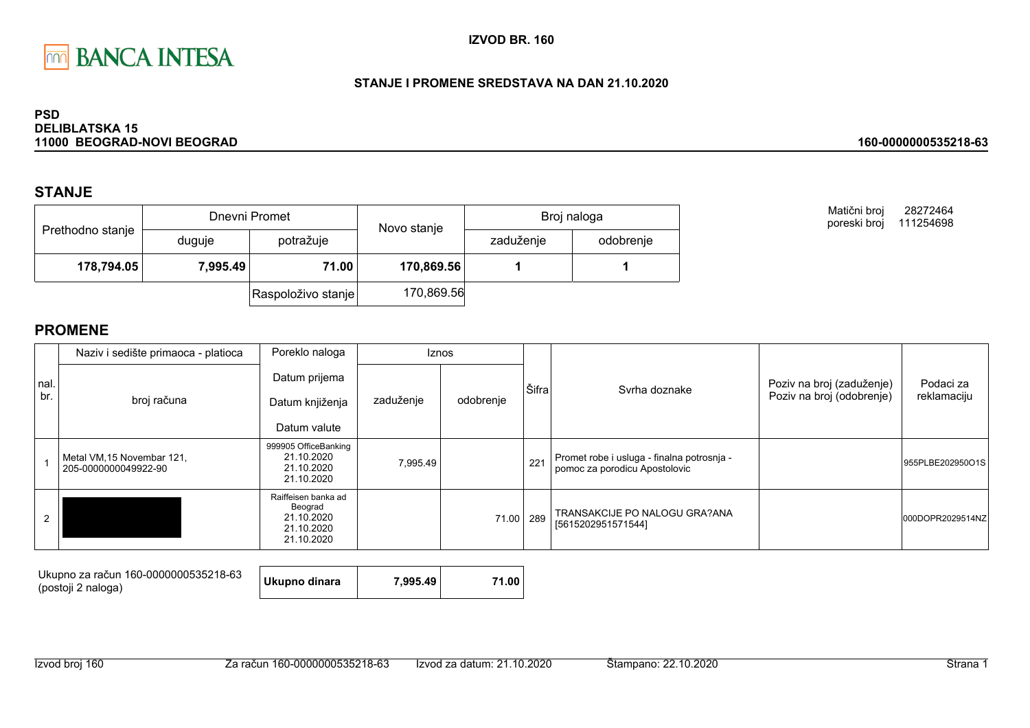BANCA INTESA

**IZVOD BR. 160**

**STANJE I PROMENE SREDSTAVA NA DAN 21.10.2020**

**PSD**
**DELIBLATSKA 15**
**11000 BEOGRAD-NOVI BEOGRAD**

**160-0000000535218-63**

## STANJE

| Prethodno stanje | Dnevni Promet | | Novo stanje | Broj naloga | |
|---|---|---|---|---|---|
| | duguje | potražuje | | zaduženje | odobrenje |
| **178,794.05** | **7,995.49** | **71.00** | **170,869.56** | **1** | **1** |
| | | Raspoloživo stanje | 170,869.56 | | |

Matični broj 28272464
poreski broj 111254698

## PROMENE

| nal. br. | Naziv i sedište primaoca - platioca / broj računa | Poreklo naloga / Datum prijema / Datum knjiženja / Datum valute | Iznos zaduženje | Iznos odobrenje | Šifra | Svrha doznake | Poziv na broj (zaduženje) / Poziv na broj (odobrenje) | Podaci za reklamaciju |
|---|---|---|---|---|---|---|---|---|
| 1 | Metal VM,15 Novembar 121, 205-0000000049922-90 | 999905 OfficeBanking 21.10.2020 21.10.2020 21.10.2020 | 7,995.49 | | 221 | Promet robe i usluga - finalna potrosnja - pomoc za porodicu Apostolovic | | 955PLBE202950O1S |
| 2 | | Raiffeisen banka ad Beograd 21.10.2020 21.10.2020 21.10.2020 | | 71.00 | 289 | TRANSAKCIJE PO NALOGU GRA?ANA [5615202951571544] | | 000DOPR2029514NZ |

| Ukupno za račun 160-0000000535218-63 (postoji 2 naloga) | Ukupno dinara | 7,995.49 | 71.00 |
|---|---|---|---|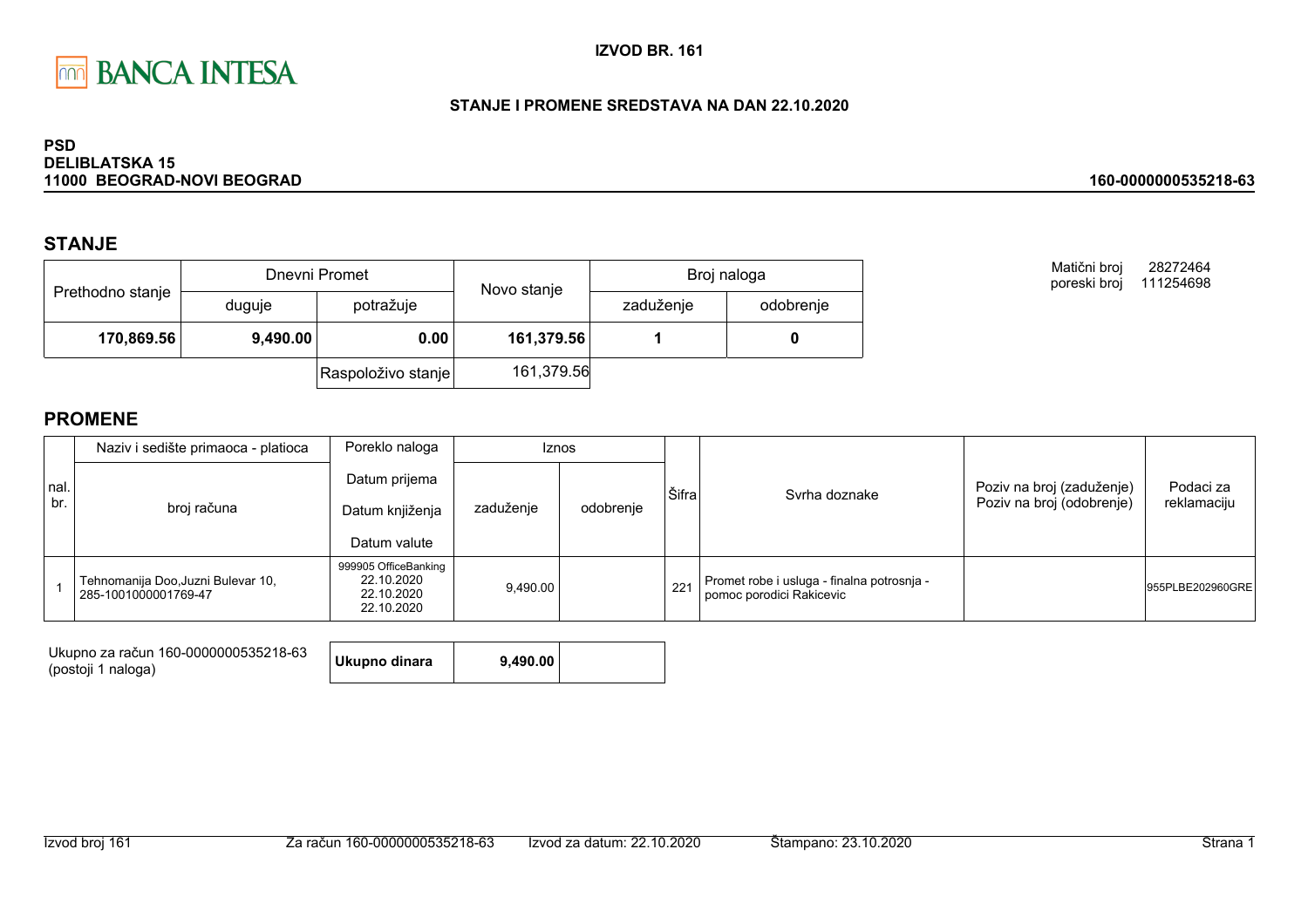BANCA INTESA

**IZVOD BR. 161**

**STANJE I PROMENE SREDSTAVA NA DAN 22.10.2020**

**PSD**
**DELIBLATSKA 15**
**11000 BEOGRAD-NOVI BEOGRAD**

**160-0000000535218-63**

## STANJE

| Prethodno stanje | Dnevni Promet | | Novo stanje | Broj naloga | |
|---|---|---|---|---|---|
| | duguje | potražuje | | zaduženje | odobrenje |
| **170,869.56** | **9,490.00** | **0.00** | **161,379.56** | **1** | **0** |
| | | Raspoloživo stanje | 161,379.56 | | |

Matični broj 28272464
poreski broj 111254698

## PROMENE

| nal. br. | Naziv i sedište primaoca - platioca / broj računa | Poreklo naloga / Datum prijema / Datum knjiženja / Datum valute | Iznos zaduženje | Iznos odobrenje | Šifra | Svrha doznake | Poziv na broj (zaduženje) / Poziv na broj (odobrenje) | Podaci za reklamaciju |
|---|---|---|---|---|---|---|---|---|
| 1 | Tehnomanija Doo,Juzni Bulevar 10, 285-1001000001769-47 | 999905 OfficeBanking 22.10.2020 22.10.2020 22.10.2020 | 9,490.00 | | 221 | Promet robe i usluga - finalna potrosnja - pomoc porodici Rakicevic | | 955PLBE202960GRE |

Ukupno za račun 160-0000000535218-63
(postoji 1 naloga)

| **Ukupno dinara** | **9,490.00** | |
|---|---|---|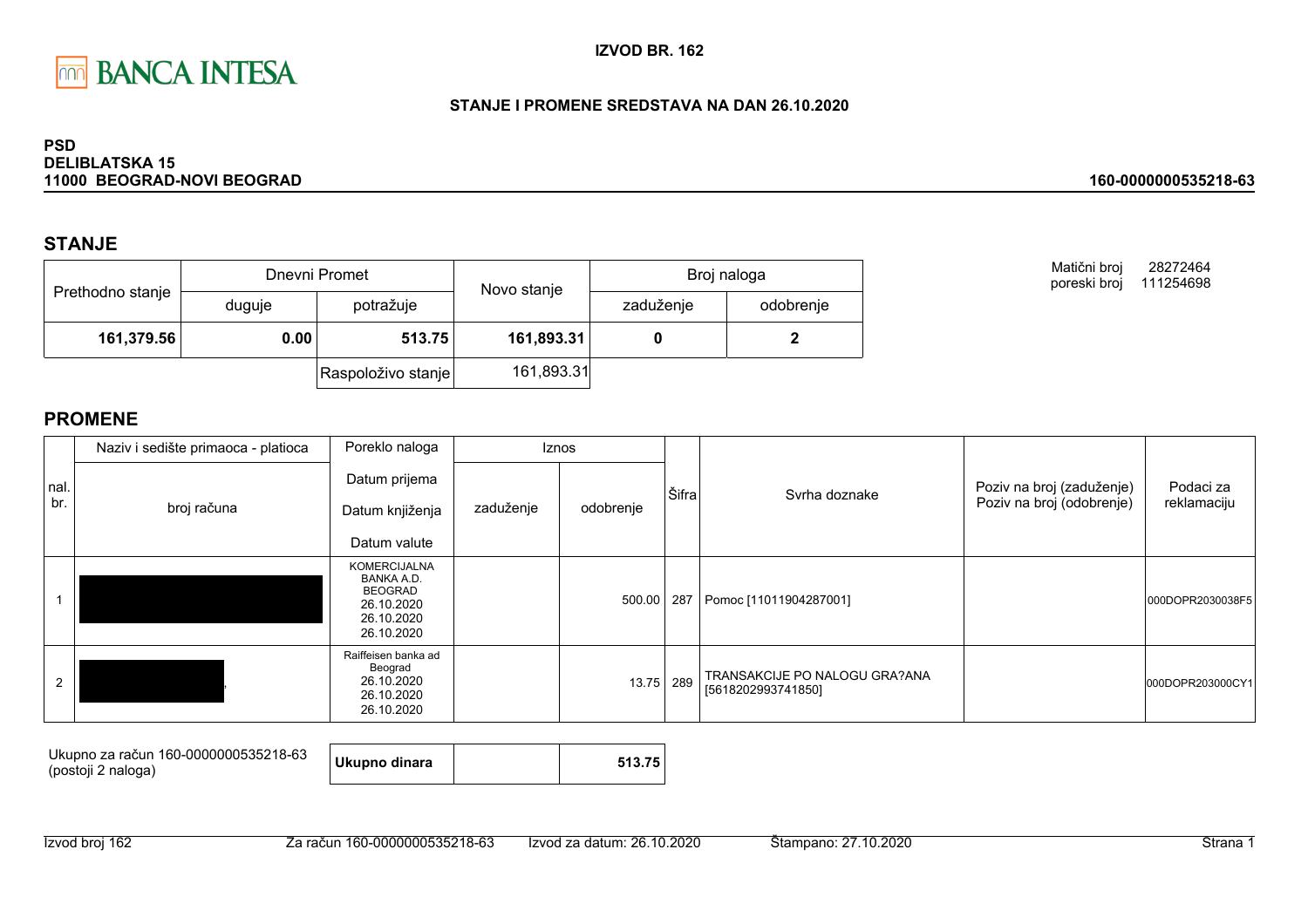# BANCA INTESA

**IZVOD BR. 162**

**STANJE I PROMENE SREDSTAVA NA DAN 26.10.2020**

**PSD**
**DELIBLATSKA 15**
**11000 BEOGRAD-NOVI BEOGRAD**

**160-0000000535218-63**

Matični broj 28272464
poreski broj 111254698

## STANJE

| Prethodno stanje | Dnevni Promet | | Novo stanje | Broj naloga | |
|---|---|---|---|---|---|
| | duguje | potražuje | | zaduženje | odobrenje |
| **161,379.56** | **0.00** | **513.75** | **161,893.31** | **0** | **2** |
| | | Raspoloživo stanje | 161,893.31 | | |

## PROMENE

| nal. br. | Naziv i sedište primaoca - platioca / broj računa | Poreklo naloga / Datum prijema / Datum knjiženja / Datum valute | Iznos zaduženje | Iznos odobrenje | Šifra | Svrha doznake | Poziv na broj (zaduženje) / Poziv na broj (odobrenje) | Podaci za reklamaciju |
|---|---|---|---|---|---|---|---|---|
| 1 | | KOMERCIJALNA BANKA A.D. BEOGRAD 26.10.2020 26.10.2020 26.10.2020 | | 500.00 | 287 | Pomoc [11011904287001] | | 000DOPR2030038F5 |
| 2 | | Raiffeisen banka ad Beograd 26.10.2020 26.10.2020 26.10.2020 | | 13.75 | 289 | TRANSAKCIJE PO NALOGU GRA?ANA [5618202993741850] | | 000DOPR203000CY1 |

Ukupno za račun 160-0000000535218-63
(postoji 2 naloga)

| **Ukupno dinara** | | **513.75** |
|---|---|---|

Izvod broj 162 | Za račun 160-0000000535218-63 | Izvod za datum: 26.10.2020 | Štampano: 27.10.2020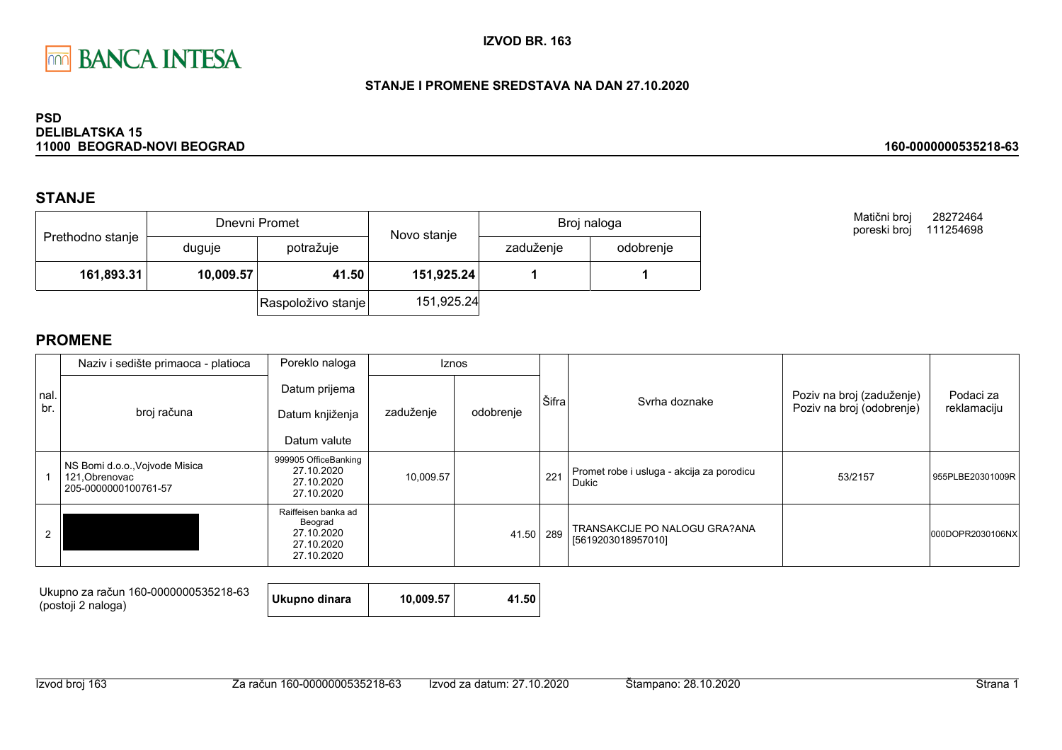**BANCA INTESA**

**IZVOD BR. 163**

**STANJE I PROMENE SREDSTAVA NA DAN 27.10.2020**

**PSD**
**DELIBLATSKA 15**
**11000 BEOGRAD-NOVI BEOGRAD**

**160-0000000535218-63**

Matični broj 28272464
poreski broj 111254698

## STANJE

| Prethodno stanje | Dnevni Promet | | Novo stanje | Broj naloga | |
|---|---|---|---|---|---|
| | duguje | potražuje | | zaduženje | odobrenje |
| **161,893.31** | **10,009.57** | **41.50** | **151,925.24** | **1** | **1** |
| | | Raspoloživo stanje | 151,925.24 | | |

## PROMENE

| nal. br. | Naziv i sedište primaoca - platioca / broj računa | Poreklo naloga / Datum prijema / Datum knjiženja / Datum valute | Iznos zaduženje | Iznos odobrenje | Šifra | Svrha doznake | Poziv na broj (zaduženje) / Poziv na broj (odobrenje) | Podaci za reklamaciju |
|---|---|---|---|---|---|---|---|---|
| 1 | NS Bomi d.o.o.,Vojvode Misica 121,Obrenovac 205-0000000100761-57 | 999905 OfficeBanking 27.10.2020 27.10.2020 27.10.2020 | 10,009.57 | | 221 | Promet robe i usluga - akcija za porodicu Dukic | 53/2157 | 955PLBE20301009R |
| 2 | | Raiffeisen banka ad Beograd 27.10.2020 27.10.2020 27.10.2020 | | 41.50 | 289 | TRANSAKCIJE PO NALOGU GRA?ANA [5619203018957010] | | 000DOPR2030106NX |

| Ukupno za račun 160-0000000535218-63 (postoji 2 naloga) | **Ukupno dinara** | **10,009.57** | **41.50** |
|---|---|---|---|

Izvod broj 163 | Za račun 160-0000000535218-63 | Izvod za datum: 27.10.2020 | Štampano: 28.10.2020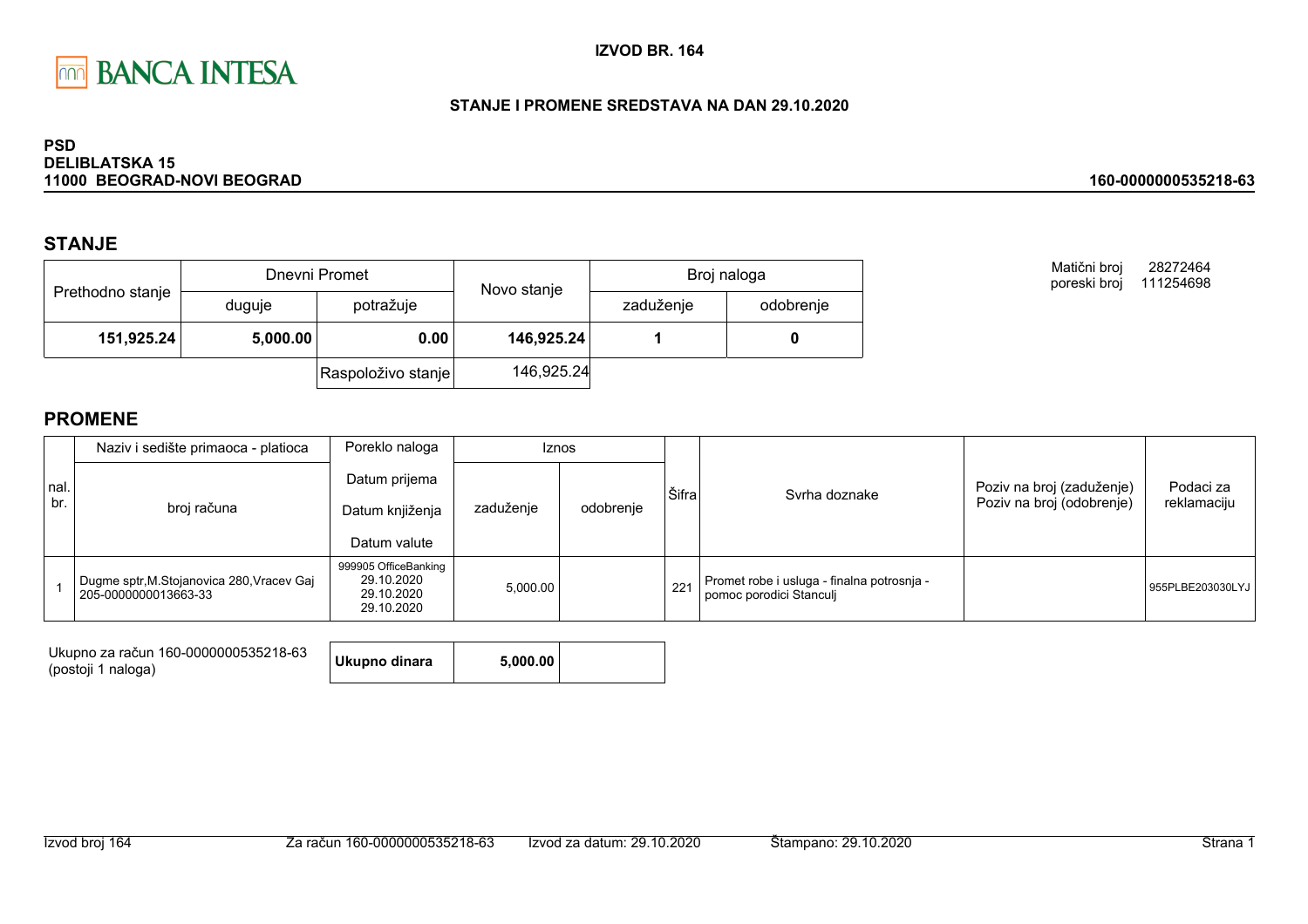BANCA INTESA

**IZVOD BR. 164**

**STANJE I PROMENE SREDSTAVA NA DAN 29.10.2020**

**PSD**
**DELIBLATSKA 15**
**11000 BEOGRAD-NOVI BEOGRAD**

**160-0000000535218-63**

Matični broj 28272464
poreski broj 111254698

## STANJE

| Prethodno stanje | Dnevni Promet | | Novo stanje | Broj naloga | |
|---|---|---|---|---|---|
| | duguje | potražuje | | zaduženje | odobrenje |
| **151,925.24** | **5,000.00** | **0.00** | **146,925.24** | **1** | **0** |
| | | Raspoloživo stanje | 146,925.24 | | |

## PROMENE

| nal. br. | Naziv i sedište primaoca - platioca / broj računa | Poreklo naloga / Datum prijema / Datum knjiženja / Datum valute | Iznos zaduženje | Iznos odobrenje | Šifra | Svrha doznake | Poziv na broj (zaduženje) / Poziv na broj (odobrenje) | Podaci za reklamaciju |
|---|---|---|---|---|---|---|---|---|
| 1 | Dugme sptr,M.Stojanovica 280,Vracev Gaj 205-0000000013663-33 | 999905 OfficeBanking 29.10.2020 29.10.2020 29.10.2020 | 5,000.00 | | 221 | Promet robe i usluga - finalna potrosnja - pomoc porodici Stanculj | | 955PLBE203030LYJ |

Ukupno za račun 160-0000000535218-63 (postoji 1 naloga)

| Ukupno dinara | 5,000.00 | |
|---|---|---|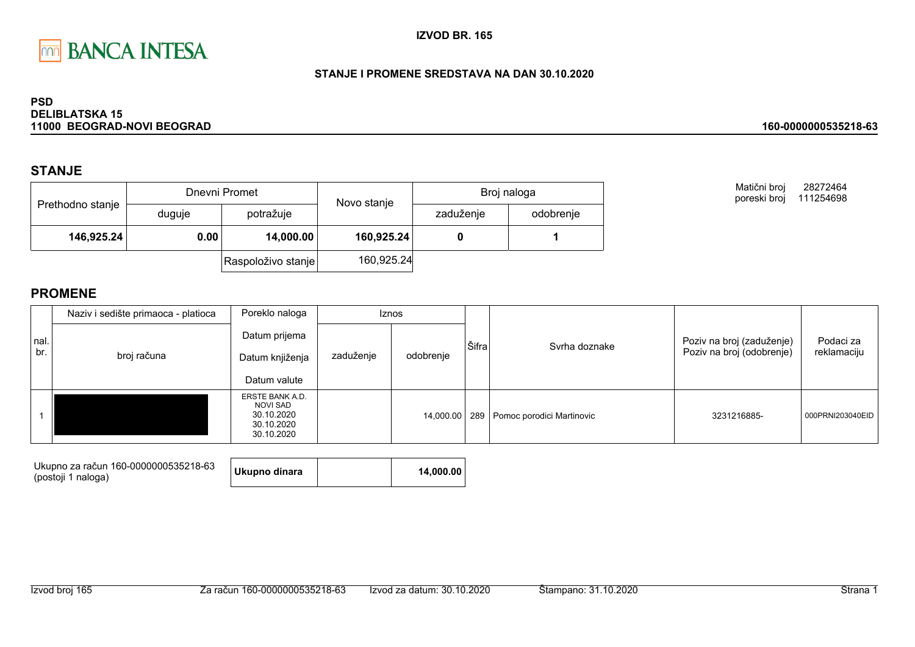**IZVOD BR. 165**

**STANJE I PROMENE SREDSTAVA NA DAN 30.10.2020**

**PSD**
**DELIBLATSKA 15**
**11000 BEOGRAD-NOVI BEOGRAD**

**160-0000000535218-63**

Matični broj 28272464
poreski broj 111254698

## STANJE

| Prethodno stanje | Dnevni Promet | | Novo stanje | Broj naloga | |
|---|---|---|---|---|---|
| | duguje | potražuje | | zaduženje | odobrenje |
| **146,925.24** | **0.00** | **14,000.00** | **160,925.24** | **0** | **1** |
| | | Raspoloživo stanje | 160,925.24 | | |

## PROMENE

| nal. br. | Naziv i sedište primaoca - platioca / broj računa | Poreklo naloga / Datum prijema / Datum knjiženja / Datum valute | Iznos zaduženje | Iznos odobrenje | Šifra | Svrha doznake | Poziv na broj (zaduženje) / Poziv na broj (odobrenje) | Podaci za reklamaciju |
|---|---|---|---|---|---|---|---|---|
| 1 | | ERSTE BANK A.D. NOVI SAD 30.10.2020 30.10.2020 30.10.2020 | | 14,000.00 | 289 | Pomoc porodici Martinovic | 3231216885- | 000PRNI203040EID |

| Ukupno za račun 160-0000000535218-63 (postoji 1 naloga) | **Ukupno dinara** | | **14,000.00** |
|---|---|---|---|

Izvod broj 165 | Za račun 160-0000000535218-63 | Izvod za datum: 30.10.2020 | Štampano: 31.10.2020